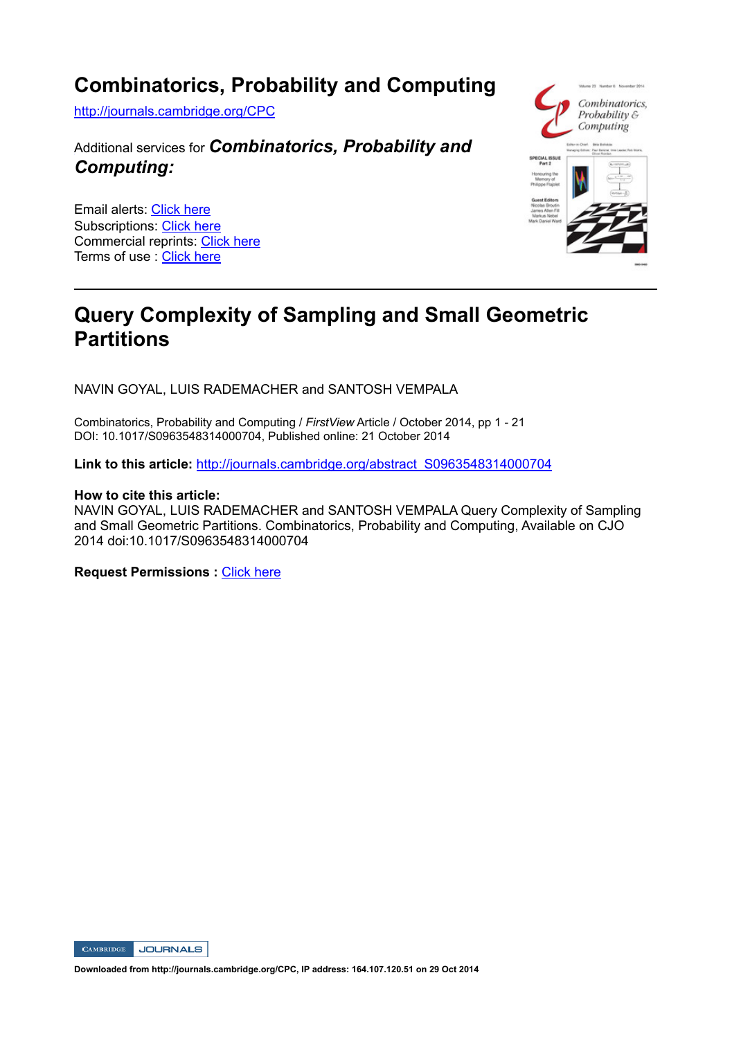# Combinatorics, Probability and Computing

http://journals.cambridge.org/CPC

Additional services for ***Combinatorics, Probability and Computing:***

Email alerts: Click here
Subscriptions: Click here
Commercial reprints: Click here
Terms of use : Click here

---

# Query Complexity of Sampling and Small Geometric Partitions

NAVIN GOYAL, LUIS RADEMACHER and SANTOSH VEMPALA

Combinatorics, Probability and Computing / *FirstView* Article / October 2014, pp 1 - 21
DOI: 10.1017/S0963548314000704, Published online: 21 October 2014

**Link to this article:** http://journals.cambridge.org/abstract_S0963548314000704

**How to cite this article:**
NAVIN GOYAL, LUIS RADEMACHER and SANTOSH VEMPALA Query Complexity of Sampling and Small Geometric Partitions. Combinatorics, Probability and Computing, Available on CJO 2014 doi:10.1017/S0963548314000704

**Request Permissions :** Click here

**Downloaded from http://journals.cambridge.org/CPC, IP address: 164.107.120.51 on 29 Oct 2014**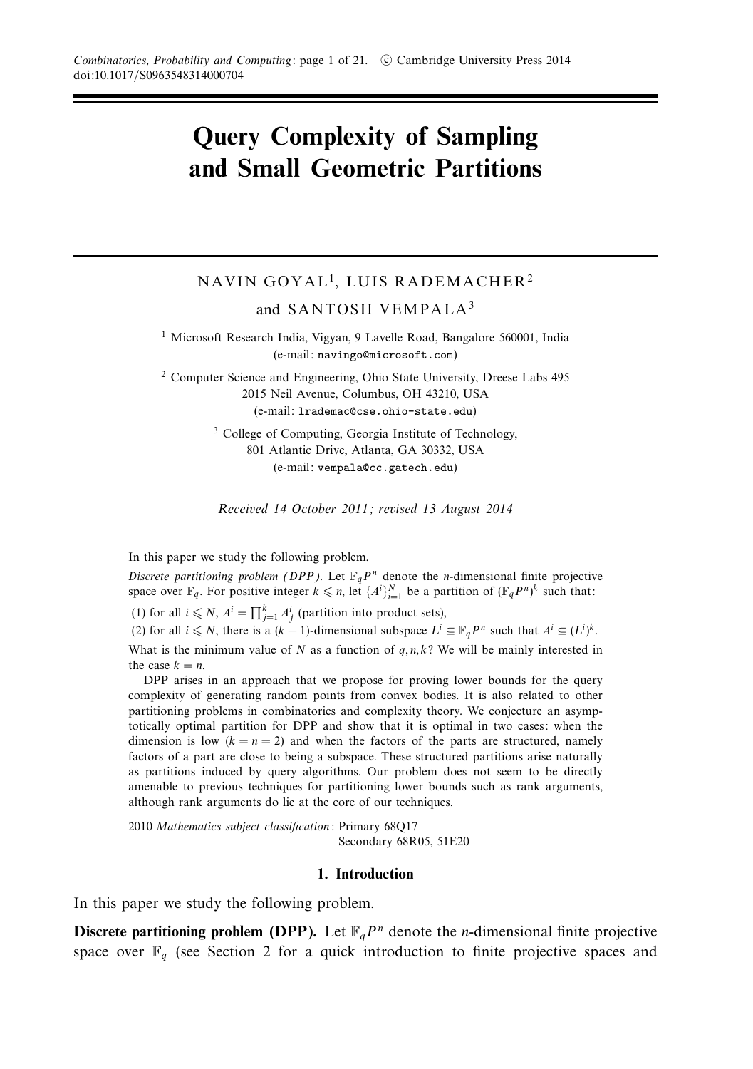# Query Complexity of Sampling and Small Geometric Partitions

NAVIN GOYAL[1], LUIS RADEMACHER[2] and SANTOSH VEMPALA[3]

[1] Microsoft Research India, Vigyan, 9 Lavelle Road, Bangalore 560001, India
(e-mail: navingo@microsoft.com)

[2] Computer Science and Engineering, Ohio State University, Dreese Labs 495
2015 Neil Avenue, Columbus, OH 43210, USA
(e-mail: lrademac@cse.ohio-state.edu)

[3] College of Computing, Georgia Institute of Technology,
801 Atlantic Drive, Atlanta, GA 30332, USA
(e-mail: vempala@cc.gatech.edu)

*Received 14 October 2011; revised 13 August 2014*

In this paper we study the following problem.

*Discrete partitioning problem (DPP).* Let $\mathbb{F}_q P^n$ denote the $n$-dimensional finite projective space over $\mathbb{F}_q$. For positive integer $k \leqslant n$, let $\{A^i\}_{i=1}^N$ be a partition of $(\mathbb{F}_q P^n)^k$ such that:

(1) for all $i \leqslant N$, $A^i = \prod_{j=1}^k A^i_j$ (partition into product sets),

(2) for all $i \leqslant N$, there is a $(k-1)$-dimensional subspace $L^i \subseteq \mathbb{F}_q P^n$ such that $A^i \subseteq (L^i)^k$.

What is the minimum value of $N$ as a function of $q, n, k$? We will be mainly interested in the case $k = n$.

DPP arises in an approach that we propose for proving lower bounds for the query complexity of generating random points from convex bodies. It is also related to other partitioning problems in combinatorics and complexity theory. We conjecture an asymptotically optimal partition for DPP and show that it is optimal in two cases: when the dimension is low ($k = n = 2$) and when the factors of the parts are structured, namely factors of a part are close to being a subspace. These structured partitions arise naturally as partitions induced by query algorithms. Our problem does not seem to be directly amenable to previous techniques for partitioning lower bounds such as rank arguments, although rank arguments do lie at the core of our techniques.

2010 *Mathematics subject classification*: Primary 68Q17
Secondary 68R05, 51E20

## 1. Introduction

In this paper we study the following problem.

**Discrete partitioning problem (DPP).** Let $\mathbb{F}_q P^n$ denote the $n$-dimensional finite projective space over $\mathbb{F}_q$ (see Section 2 for a quick introduction to finite projective spaces and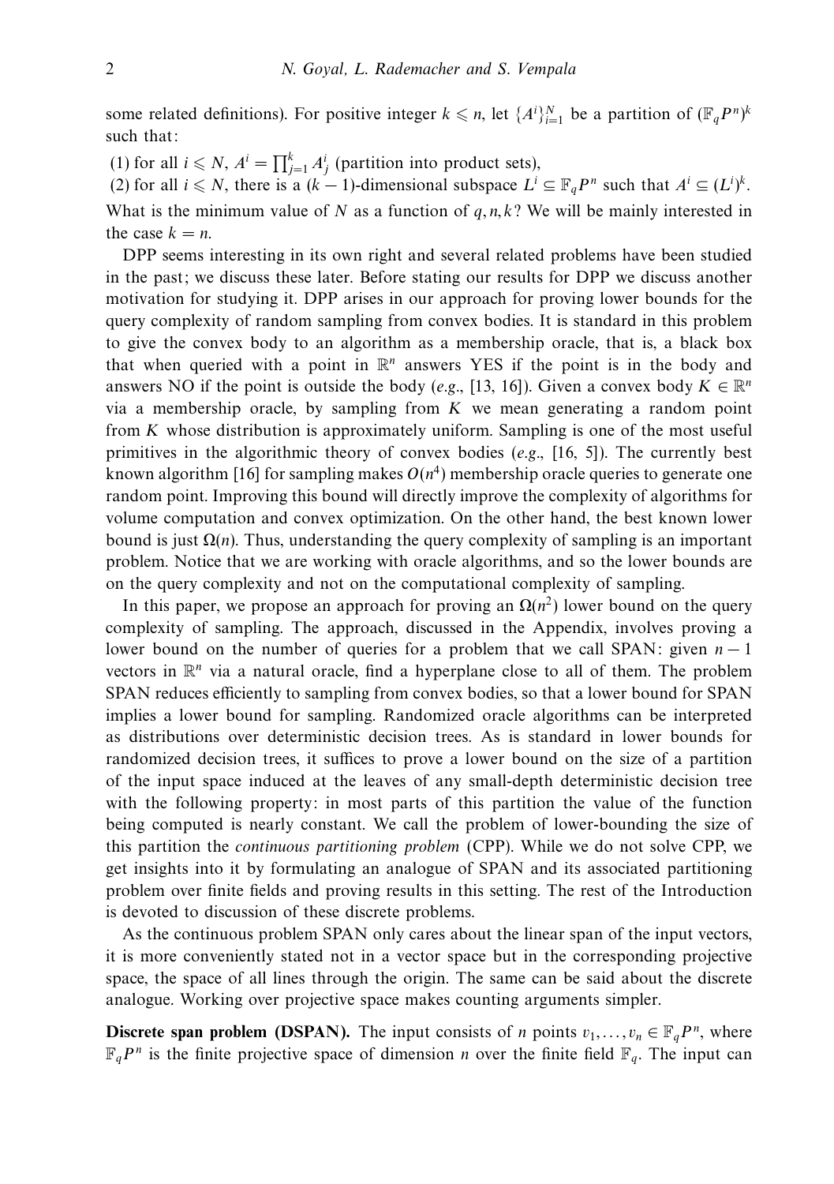some related definitions). For positive integer $k \leqslant n$, let $\{A^i\}_{i=1}^N$ be a partition of $(\mathbb{F}_q P^n)^k$ such that:

(1) for all $i \leqslant N$, $A^i = \prod_{j=1}^k A^i_j$ (partition into product sets),
(2) for all $i \leqslant N$, there is a $(k-1)$-dimensional subspace $L^i \subseteq \mathbb{F}_q P^n$ such that $A^i \subseteq (L^i)^k$.

What is the minimum value of $N$ as a function of $q, n, k$? We will be mainly interested in the case $k = n$.

DPP seems interesting in its own right and several related problems have been studied in the past; we discuss these later. Before stating our results for DPP we discuss another motivation for studying it. DPP arises in our approach for proving lower bounds for the query complexity of random sampling from convex bodies. It is standard in this problem to give the convex body to an algorithm as a membership oracle, that is, a black box that when queried with a point in $\mathbb{R}^n$ answers YES if the point is in the body and answers NO if the point is outside the body (*e.g.*, [13, 16]). Given a convex body $K \in \mathbb{R}^n$ via a membership oracle, by sampling from $K$ we mean generating a random point from $K$ whose distribution is approximately uniform. Sampling is one of the most useful primitives in the algorithmic theory of convex bodies (*e.g.*, [16, 5]). The currently best known algorithm [16] for sampling makes $O(n^4)$ membership oracle queries to generate one random point. Improving this bound will directly improve the complexity of algorithms for volume computation and convex optimization. On the other hand, the best known lower bound is just $\Omega(n)$. Thus, understanding the query complexity of sampling is an important problem. Notice that we are working with oracle algorithms, and so the lower bounds are on the query complexity and not on the computational complexity of sampling.

In this paper, we propose an approach for proving an $\Omega(n^2)$ lower bound on the query complexity of sampling. The approach, discussed in the Appendix, involves proving a lower bound on the number of queries for a problem that we call SPAN: given $n-1$ vectors in $\mathbb{R}^n$ via a natural oracle, find a hyperplane close to all of them. The problem SPAN reduces efficiently to sampling from convex bodies, so that a lower bound for SPAN implies a lower bound for sampling. Randomized oracle algorithms can be interpreted as distributions over deterministic decision trees. As is standard in lower bounds for randomized decision trees, it suffices to prove a lower bound on the size of a partition of the input space induced at the leaves of any small-depth deterministic decision tree with the following property: in most parts of this partition the value of the function being computed is nearly constant. We call the problem of lower-bounding the size of this partition the *continuous partitioning problem* (CPP). While we do not solve CPP, we get insights into it by formulating an analogue of SPAN and its associated partitioning problem over finite fields and proving results in this setting. The rest of the Introduction is devoted to discussion of these discrete problems.

As the continuous problem SPAN only cares about the linear span of the input vectors, it is more conveniently stated not in a vector space but in the corresponding projective space, the space of all lines through the origin. The same can be said about the discrete analogue. Working over projective space makes counting arguments simpler.

**Discrete span problem (DSPAN).** The input consists of $n$ points $v_1, \dots, v_n \in \mathbb{F}_q P^n$, where $\mathbb{F}_q P^n$ is the finite projective space of dimension $n$ over the finite field $\mathbb{F}_q$. The input can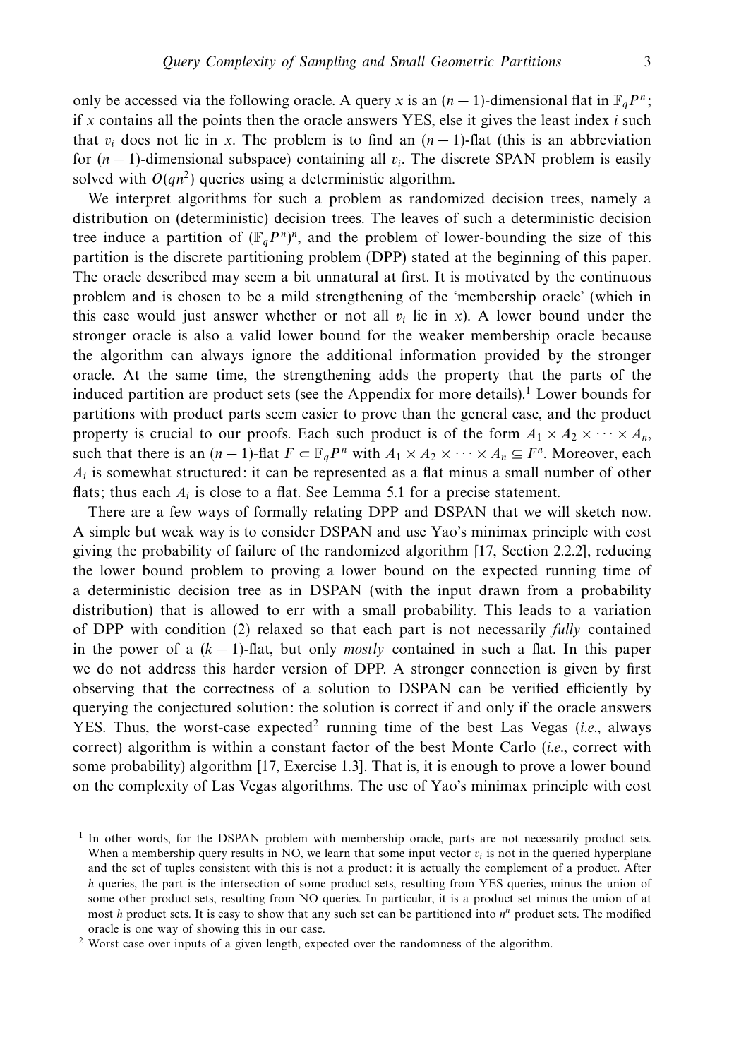only be accessed via the following oracle. A query $x$ is an $(n-1)$-dimensional flat in $\mathbb{F}_q P^n$; if $x$ contains all the points then the oracle answers YES, else it gives the least index $i$ such that $v_i$ does not lie in $x$. The problem is to find an $(n-1)$-flat (this is an abbreviation for $(n-1)$-dimensional subspace) containing all $v_i$. The discrete SPAN problem is easily solved with $O(qn^2)$ queries using a deterministic algorithm.

We interpret algorithms for such a problem as randomized decision trees, namely a distribution on (deterministic) decision trees. The leaves of such a deterministic decision tree induce a partition of $(\mathbb{F}_q P^n)^n$, and the problem of lower-bounding the size of this partition is the discrete partitioning problem (DPP) stated at the beginning of this paper. The oracle described may seem a bit unnatural at first. It is motivated by the continuous problem and is chosen to be a mild strengthening of the 'membership oracle' (which in this case would just answer whether or not all $v_i$ lie in $x$). A lower bound under the stronger oracle is also a valid lower bound for the weaker membership oracle because the algorithm can always ignore the additional information provided by the stronger oracle. At the same time, the strengthening adds the property that the parts of the induced partition are product sets (see the Appendix for more details).[1] Lower bounds for partitions with product parts seem easier to prove than the general case, and the product property is crucial to our proofs. Each such product is of the form $A_1 \times A_2 \times \cdots \times A_n$, such that there is an $(n-1)$-flat $F \subset \mathbb{F}_q P^n$ with $A_1 \times A_2 \times \cdots \times A_n \subseteq F^n$. Moreover, each $A_i$ is somewhat structured: it can be represented as a flat minus a small number of other flats; thus each $A_i$ is close to a flat. See Lemma 5.1 for a precise statement.

There are a few ways of formally relating DPP and DSPAN that we will sketch now. A simple but weak way is to consider DSPAN and use Yao's minimax principle with cost giving the probability of failure of the randomized algorithm [17, Section 2.2.2], reducing the lower bound problem to proving a lower bound on the expected running time of a deterministic decision tree as in DSPAN (with the input drawn from a probability distribution) that is allowed to err with a small probability. This leads to a variation of DPP with condition (2) relaxed so that each part is not necessarily *fully* contained in the power of a $(k-1)$-flat, but only *mostly* contained in such a flat. In this paper we do not address this harder version of DPP. A stronger connection is given by first observing that the correctness of a solution to DSPAN can be verified efficiently by querying the conjectured solution: the solution is correct if and only if the oracle answers YES. Thus, the worst-case expected[2] running time of the best Las Vegas (*i.e.*, always correct) algorithm is within a constant factor of the best Monte Carlo (*i.e.*, correct with some probability) algorithm [17, Exercise 1.3]. That is, it is enough to prove a lower bound on the complexity of Las Vegas algorithms. The use of Yao's minimax principle with cost

[1] In other words, for the DSPAN problem with membership oracle, parts are not necessarily product sets. When a membership query results in NO, we learn that some input vector $v_i$ is not in the queried hyperplane and the set of tuples consistent with this is not a product: it is actually the complement of a product. After $h$ queries, the part is the intersection of some product sets, resulting from YES queries, minus the union of some other product sets, resulting from NO queries. In particular, it is a product set minus the union of at most $h$ product sets. It is easy to show that any such set can be partitioned into $n^h$ product sets. The modified oracle is one way of showing this in our case.

[2] Worst case over inputs of a given length, expected over the randomness of the algorithm.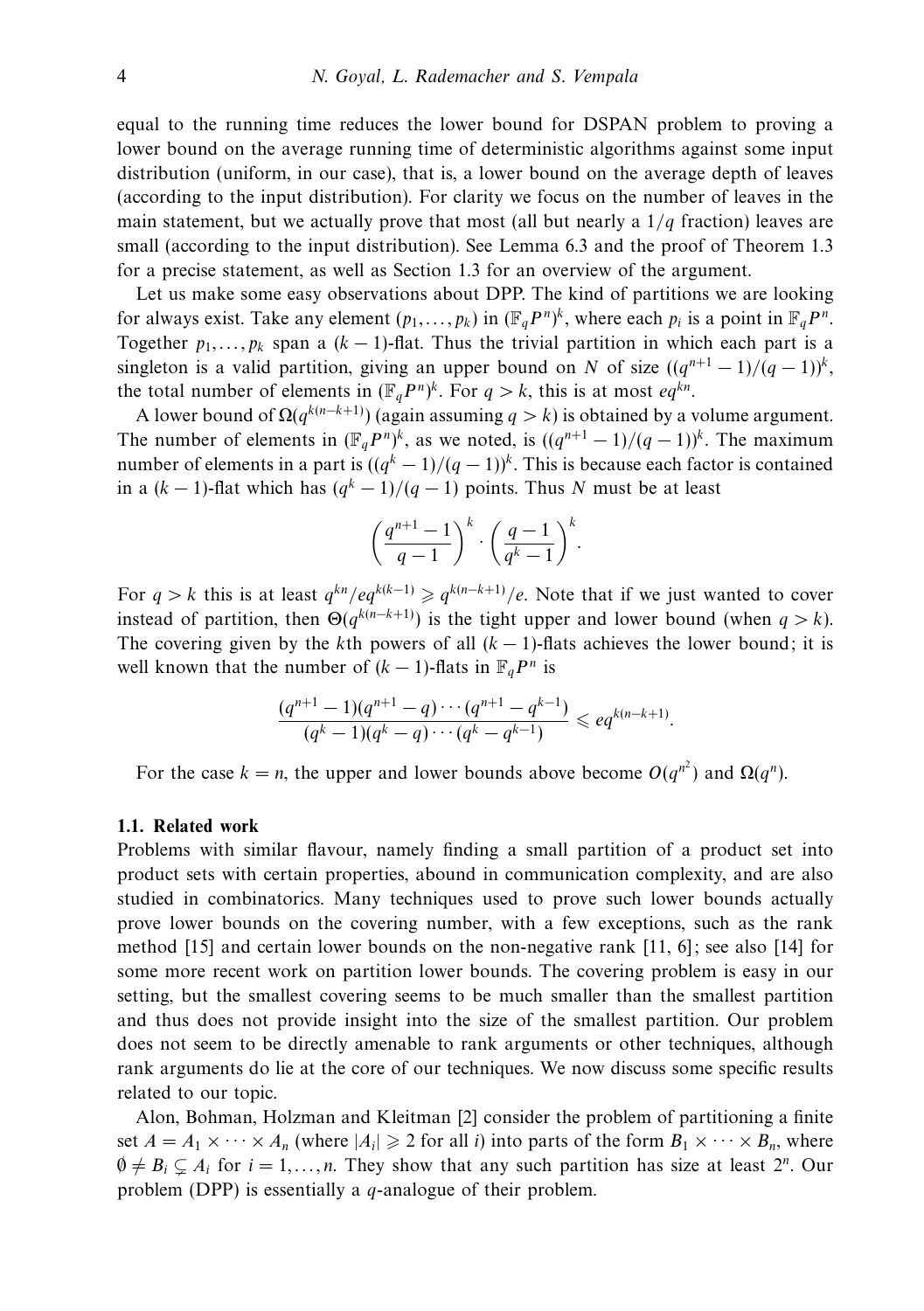equal to the running time reduces the lower bound for DSPAN problem to proving a lower bound on the average running time of deterministic algorithms against some input distribution (uniform, in our case), that is, a lower bound on the average depth of leaves (according to the input distribution). For clarity we focus on the number of leaves in the main statement, but we actually prove that most (all but nearly a $1/q$ fraction) leaves are small (according to the input distribution). See Lemma 6.3 and the proof of Theorem 1.3 for a precise statement, as well as Section 1.3 for an overview of the argument.

Let us make some easy observations about DPP. The kind of partitions we are looking for always exist. Take any element $(p_1, \ldots, p_k)$ in $(\mathbb{F}_q P^n)^k$, where each $p_i$ is a point in $\mathbb{F}_q P^n$. Together $p_1, \ldots, p_k$ span a $(k-1)$-flat. Thus the trivial partition in which each part is a singleton is a valid partition, giving an upper bound on $N$ of size $((q^{n+1}-1)/(q-1))^k$, the total number of elements in $(\mathbb{F}_q P^n)^k$. For $q > k$, this is at most $eq^{kn}$.

A lower bound of $\Omega(q^{k(n-k+1)})$ (again assuming $q > k$) is obtained by a volume argument. The number of elements in $(\mathbb{F}_q P^n)^k$, as we noted, is $((q^{n+1}-1)/(q-1))^k$. The maximum number of elements in a part is $((q^k-1)/(q-1))^k$. This is because each factor is contained in a $(k-1)$-flat which has $(q^k-1)/(q-1)$ points. Thus $N$ must be at least

$$\left(\frac{q^{n+1}-1}{q-1}\right)^k \cdot \left(\frac{q-1}{q^k-1}\right)^k.$$

For $q > k$ this is at least $q^{kn}/eq^{k(k-1)} \geqslant q^{k(n-k+1)}/e$. Note that if we just wanted to cover instead of partition, then $\Theta(q^{k(n-k+1)})$ is the tight upper and lower bound (when $q > k$). The covering given by the $k$th powers of all $(k-1)$-flats achieves the lower bound; it is well known that the number of $(k-1)$-flats in $\mathbb{F}_q P^n$ is

$$\frac{(q^{n+1}-1)(q^{n+1}-q)\cdots(q^{n+1}-q^{k-1})}{(q^k-1)(q^k-q)\cdots(q^k-q^{k-1})} \leqslant eq^{k(n-k+1)}.$$

For the case $k = n$, the upper and lower bounds above become $O(q^{n^2})$ and $\Omega(q^n)$.

### 1.1. Related work

Problems with similar flavour, namely finding a small partition of a product set into product sets with certain properties, abound in communication complexity, and are also studied in combinatorics. Many techniques used to prove such lower bounds actually prove lower bounds on the covering number, with a few exceptions, such as the rank method [15] and certain lower bounds on the non-negative rank [11, 6]; see also [14] for some more recent work on partition lower bounds. The covering problem is easy in our setting, but the smallest covering seems to be much smaller than the smallest partition and thus does not provide insight into the size of the smallest partition. Our problem does not seem to be directly amenable to rank arguments or other techniques, although rank arguments do lie at the core of our techniques. We now discuss some specific results related to our topic.

Alon, Bohman, Holzman and Kleitman [2] consider the problem of partitioning a finite set $A = A_1 \times \cdots \times A_n$ (where $|A_i| \geqslant 2$ for all $i$) into parts of the form $B_1 \times \cdots \times B_n$, where $\emptyset \neq B_i \subsetneq A_i$ for $i = 1, \ldots, n$. They show that any such partition has size at least $2^n$. Our problem (DPP) is essentially a $q$-analogue of their problem.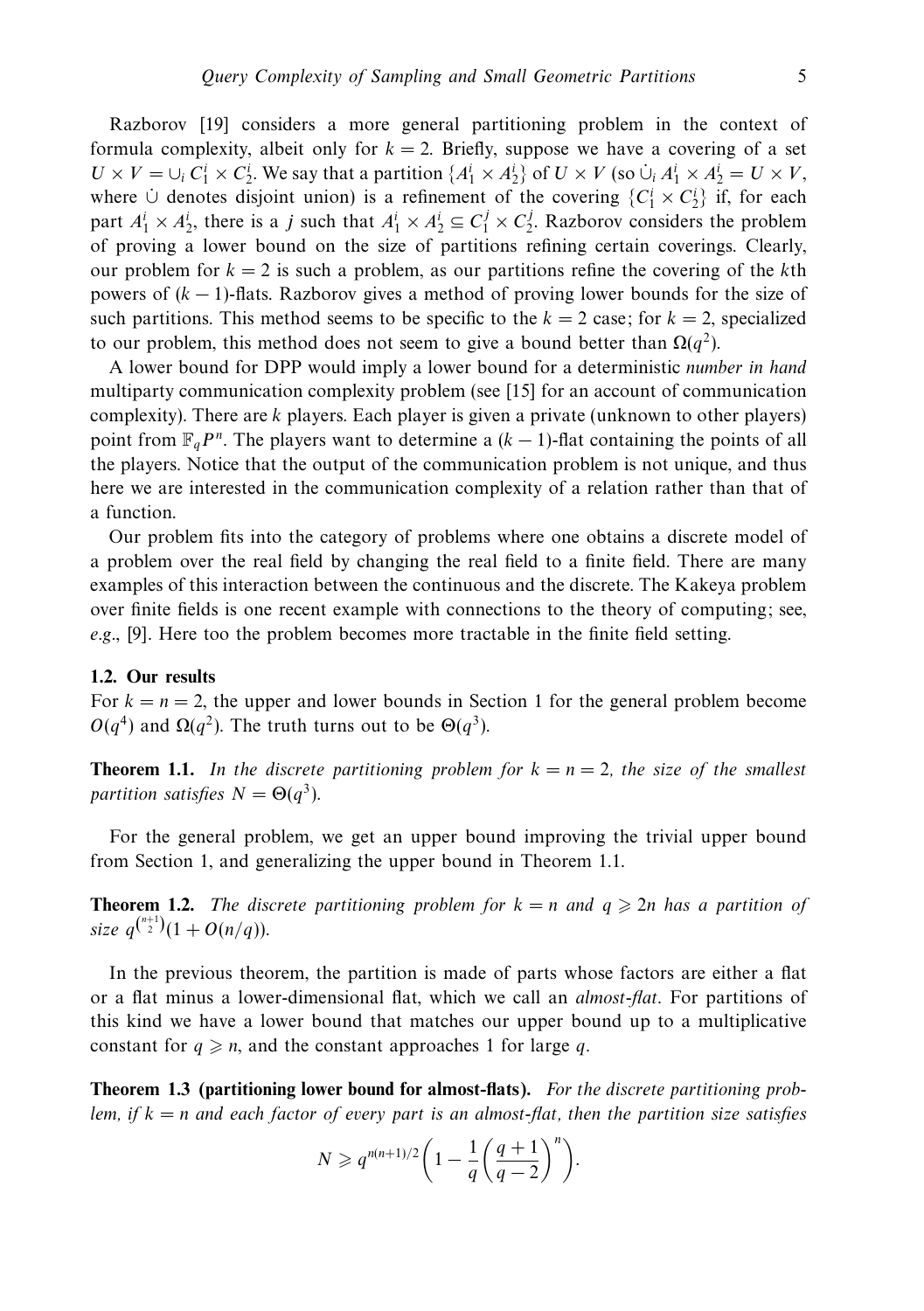Razborov [19] considers a more general partitioning problem in the context of formula complexity, albeit only for $k = 2$. Briefly, suppose we have a covering of a set $U \times V = \cup_i C_1^i \times C_2^i$. We say that a partition $\{A_1^i \times A_2^i\}$ of $U \times V$ (so $\dot{\cup}_i A_1^i \times A_2^i = U \times V$, where $\dot{\cup}$ denotes disjoint union) is a refinement of the covering $\{C_1^i \times C_2^i\}$ if, for each part $A_1^i \times A_2^i$, there is a $j$ such that $A_1^i \times A_2^i \subseteq C_1^j \times C_2^j$. Razborov considers the problem of proving a lower bound on the size of partitions refining certain coverings. Clearly, our problem for $k = 2$ is such a problem, as our partitions refine the covering of the $k$th powers of $(k-1)$-flats. Razborov gives a method of proving lower bounds for the size of such partitions. This method seems to be specific to the $k = 2$ case; for $k = 2$, specialized to our problem, this method does not seem to give a bound better than $\Omega(q^2)$.

A lower bound for DPP would imply a lower bound for a deterministic *number in hand* multiparty communication complexity problem (see [15] for an account of communication complexity). There are $k$ players. Each player is given a private (unknown to other players) point from $\mathbb{F}_q P^n$. The players want to determine a $(k-1)$-flat containing the points of all the players. Notice that the output of the communication problem is not unique, and thus here we are interested in the communication complexity of a relation rather than that of a function.

Our problem fits into the category of problems where one obtains a discrete model of a problem over the real field by changing the real field to a finite field. There are many examples of this interaction between the continuous and the discrete. The Kakeya problem over finite fields is one recent example with connections to the theory of computing; see, *e.g.*, [9]. Here too the problem becomes more tractable in the finite field setting.

### 1.2. Our results

For $k = n = 2$, the upper and lower bounds in Section 1 for the general problem become $O(q^4)$ and $\Omega(q^2)$. The truth turns out to be $\Theta(q^3)$.

**Theorem 1.1.** *In the discrete partitioning problem for $k = n = 2$, the size of the smallest partition satisfies $N = \Theta(q^3)$.*

For the general problem, we get an upper bound improving the trivial upper bound from Section 1, and generalizing the upper bound in Theorem 1.1.

**Theorem 1.2.** *The discrete partitioning problem for $k = n$ and $q \geqslant 2n$ has a partition of size $q^{\binom{n+1}{2}}(1 + O(n/q))$.*

In the previous theorem, the partition is made of parts whose factors are either a flat or a flat minus a lower-dimensional flat, which we call an *almost-flat*. For partitions of this kind we have a lower bound that matches our upper bound up to a multiplicative constant for $q \geqslant n$, and the constant approaches 1 for large $q$.

**Theorem 1.3 (partitioning lower bound for almost-flats).** *For the discrete partitioning problem, if $k = n$ and each factor of every part is an almost-flat, then the partition size satisfies*

$$N \geqslant q^{n(n+1)/2}\left(1 - \frac{1}{q}\left(\frac{q+1}{q-2}\right)^n\right).$$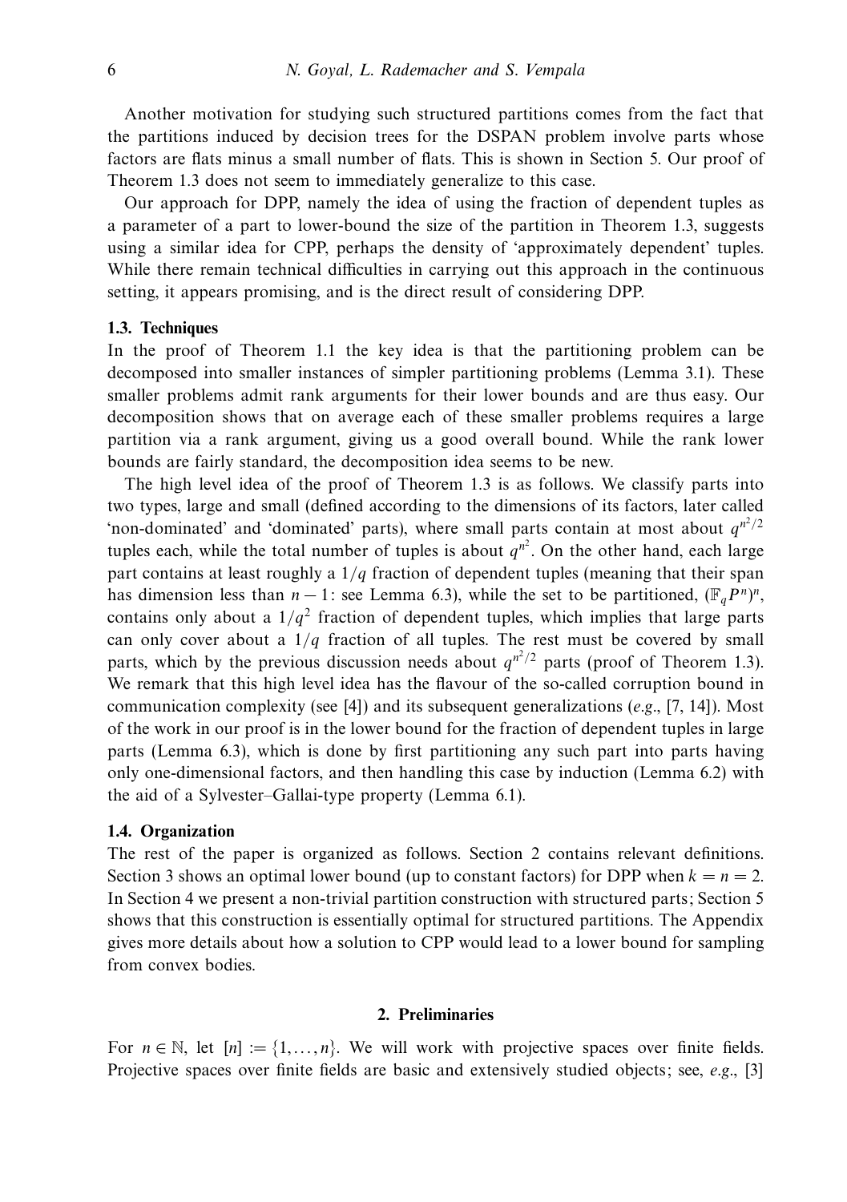Another motivation for studying such structured partitions comes from the fact that the partitions induced by decision trees for the DSPAN problem involve parts whose factors are flats minus a small number of flats. This is shown in Section 5. Our proof of Theorem 1.3 does not seem to immediately generalize to this case.

Our approach for DPP, namely the idea of using the fraction of dependent tuples as a parameter of a part to lower-bound the size of the partition in Theorem 1.3, suggests using a similar idea for CPP, perhaps the density of 'approximately dependent' tuples. While there remain technical difficulties in carrying out this approach in the continuous setting, it appears promising, and is the direct result of considering DPP.

### 1.3. Techniques

In the proof of Theorem 1.1 the key idea is that the partitioning problem can be decomposed into smaller instances of simpler partitioning problems (Lemma 3.1). These smaller problems admit rank arguments for their lower bounds and are thus easy. Our decomposition shows that on average each of these smaller problems requires a large partition via a rank argument, giving us a good overall bound. While the rank lower bounds are fairly standard, the decomposition idea seems to be new.

The high level idea of the proof of Theorem 1.3 is as follows. We classify parts into two types, large and small (defined according to the dimensions of its factors, later called 'non-dominated' and 'dominated' parts), where small parts contain at most about $q^{n^2/2}$ tuples each, while the total number of tuples is about $q^{n^2}$. On the other hand, each large part contains at least roughly a $1/q$ fraction of dependent tuples (meaning that their span has dimension less than $n-1$: see Lemma 6.3), while the set to be partitioned, $(\mathbb{F}_q P^n)^n$, contains only about a $1/q^2$ fraction of dependent tuples, which implies that large parts can only cover about a $1/q$ fraction of all tuples. The rest must be covered by small parts, which by the previous discussion needs about $q^{n^2/2}$ parts (proof of Theorem 1.3). We remark that this high level idea has the flavour of the so-called corruption bound in communication complexity (see [4]) and its subsequent generalizations (*e.g.*, [7, 14]). Most of the work in our proof is in the lower bound for the fraction of dependent tuples in large parts (Lemma 6.3), which is done by first partitioning any such part into parts having only one-dimensional factors, and then handling this case by induction (Lemma 6.2) with the aid of a Sylvester–Gallai-type property (Lemma 6.1).

### 1.4. Organization

The rest of the paper is organized as follows. Section 2 contains relevant definitions. Section 3 shows an optimal lower bound (up to constant factors) for DPP when $k = n = 2$. In Section 4 we present a non-trivial partition construction with structured parts; Section 5 shows that this construction is essentially optimal for structured partitions. The Appendix gives more details about how a solution to CPP would lead to a lower bound for sampling from convex bodies.

## 2. Preliminaries

For $n \in \mathbb{N}$, let $[n] := \{1, \ldots, n\}$. We will work with projective spaces over finite fields. Projective spaces over finite fields are basic and extensively studied objects; see, *e.g.*, [3]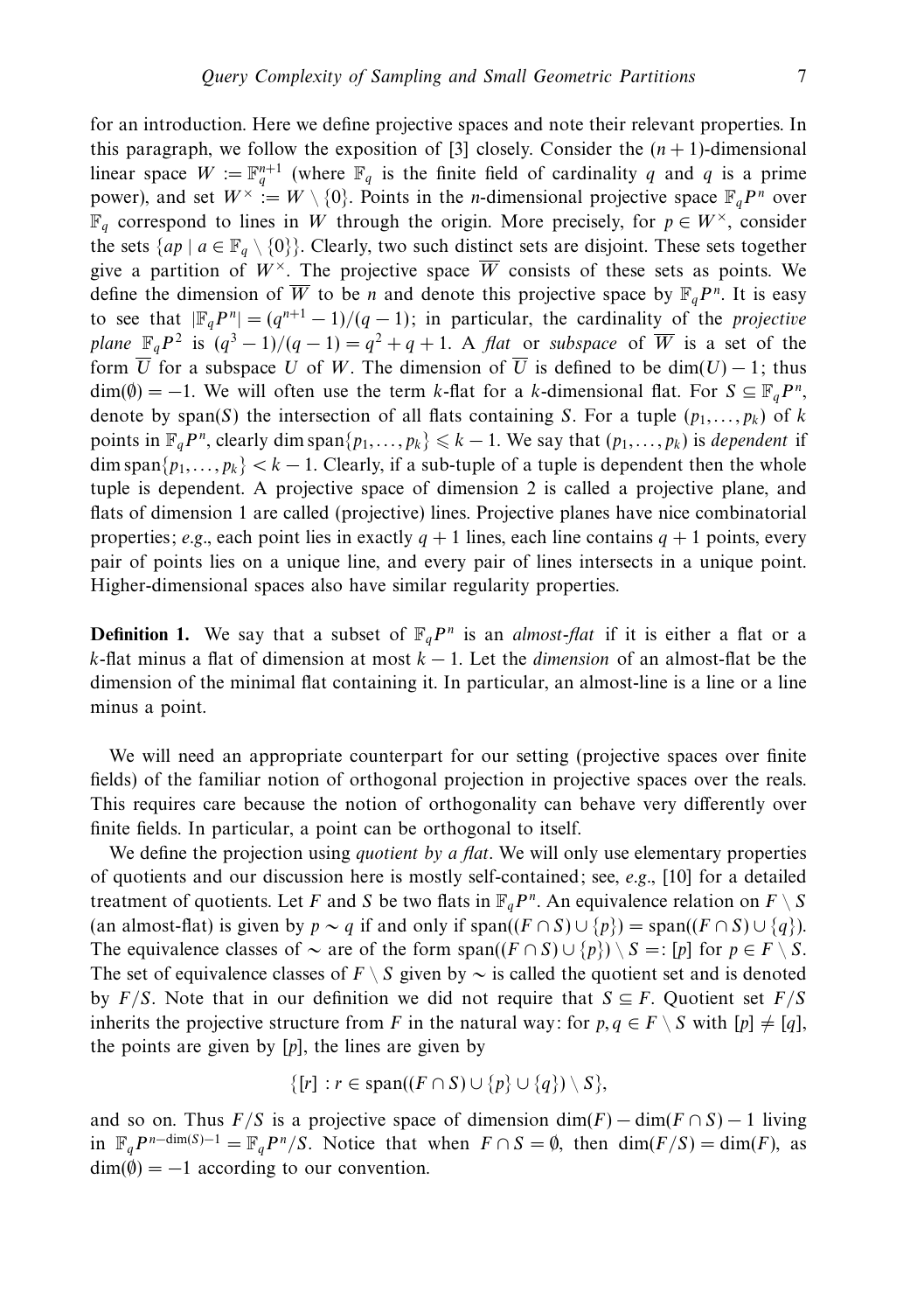for an introduction. Here we define projective spaces and note their relevant properties. In this paragraph, we follow the exposition of [3] closely. Consider the $(n+1)$-dimensional linear space $W := \mathbb{F}_q^{n+1}$ (where $\mathbb{F}_q$ is the finite field of cardinality $q$ and $q$ is a prime power), and set $W^\times := W \setminus \{0\}$. Points in the $n$-dimensional projective space $\mathbb{F}_q P^n$ over $\mathbb{F}_q$ correspond to lines in $W$ through the origin. More precisely, for $p \in W^\times$, consider the sets $\{ap \mid a \in \mathbb{F}_q \setminus \{0\}\}$. Clearly, two such distinct sets are disjoint. These sets together give a partition of $W^\times$. The projective space $\overline{W}$ consists of these sets as points. We define the dimension of $\overline{W}$ to be $n$ and denote this projective space by $\mathbb{F}_q P^n$. It is easy to see that $|\mathbb{F}_q P^n| = (q^{n+1}-1)/(q-1)$; in particular, the cardinality of the *projective plane* $\mathbb{F}_q P^2$ is $(q^3-1)/(q-1) = q^2+q+1$. A *flat* or *subspace* of $\overline{W}$ is a set of the form $\overline{U}$ for a subspace $U$ of $W$. The dimension of $\overline{U}$ is defined to be $\dim(U)-1$; thus $\dim(\emptyset) = -1$. We will often use the term $k$-flat for a $k$-dimensional flat. For $S \subseteq \mathbb{F}_q P^n$, denote by $\operatorname{span}(S)$ the intersection of all flats containing $S$. For a tuple $(p_1, \ldots, p_k)$ of $k$ points in $\mathbb{F}_q P^n$, clearly $\dim \operatorname{span}\{p_1, \ldots, p_k\} \leqslant k-1$. We say that $(p_1, \ldots, p_k)$ is *dependent* if $\dim \operatorname{span}\{p_1, \ldots, p_k\} < k-1$. Clearly, if a sub-tuple of a tuple is dependent then the whole tuple is dependent. A projective space of dimension 2 is called a projective plane, and flats of dimension 1 are called (projective) lines. Projective planes have nice combinatorial properties; *e.g.*, each point lies in exactly $q+1$ lines, each line contains $q+1$ points, every pair of points lies on a unique line, and every pair of lines intersects in a unique point. Higher-dimensional spaces also have similar regularity properties.

**Definition 1.** We say that a subset of $\mathbb{F}_q P^n$ is an *almost-flat* if it is either a flat or a $k$-flat minus a flat of dimension at most $k-1$. Let the *dimension* of an almost-flat be the dimension of the minimal flat containing it. In particular, an almost-line is a line or a line minus a point.

We will need an appropriate counterpart for our setting (projective spaces over finite fields) of the familiar notion of orthogonal projection in projective spaces over the reals. This requires care because the notion of orthogonality can behave very differently over finite fields. In particular, a point can be orthogonal to itself.

We define the projection using *quotient by a flat*. We will only use elementary properties of quotients and our discussion here is mostly self-contained; see, *e.g.*, [10] for a detailed treatment of quotients. Let $F$ and $S$ be two flats in $\mathbb{F}_q P^n$. An equivalence relation on $F \setminus S$ (an almost-flat) is given by $p \sim q$ if and only if $\operatorname{span}((F \cap S) \cup \{p\}) = \operatorname{span}((F \cap S) \cup \{q\})$. The equivalence classes of $\sim$ are of the form $\operatorname{span}((F \cap S) \cup \{p\}) \setminus S =: [p]$ for $p \in F \setminus S$. The set of equivalence classes of $F \setminus S$ given by $\sim$ is called the quotient set and is denoted by $F/S$. Note that in our definition we did not require that $S \subseteq F$. Quotient set $F/S$ inherits the projective structure from $F$ in the natural way: for $p, q \in F \setminus S$ with $[p] \neq [q]$, the points are given by $[p]$, the lines are given by

$$\{[r] : r \in \operatorname{span}((F \cap S) \cup \{p\} \cup \{q\}) \setminus S\},$$

and so on. Thus $F/S$ is a projective space of dimension $\dim(F) - \dim(F \cap S) - 1$ living in $\mathbb{F}_q P^{n-\dim(S)-1} = \mathbb{F}_q P^n / S$. Notice that when $F \cap S = \emptyset$, then $\dim(F/S) = \dim(F)$, as $\dim(\emptyset) = -1$ according to our convention.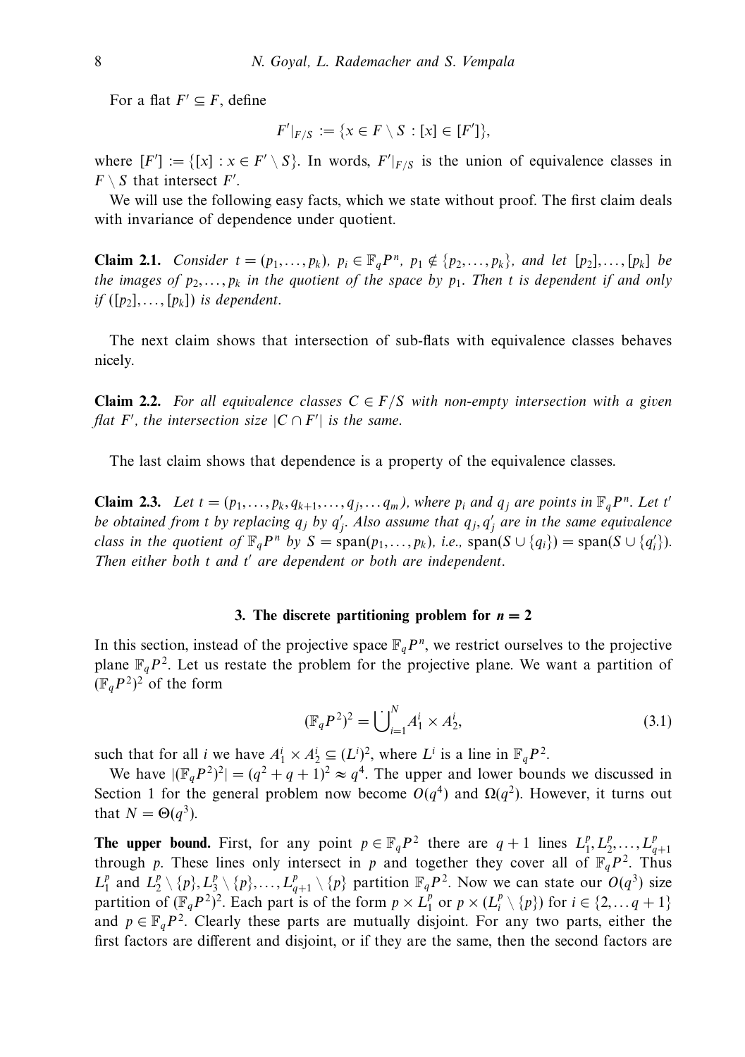For a flat $F' \subseteq F$, define

$$F'|_{F/S} := \{x \in F \setminus S : [x] \in [F']\},$$

where $[F'] := \{[x] : x \in F' \setminus S\}$. In words, $F'|_{F/S}$ is the union of equivalence classes in $F \setminus S$ that intersect $F'$.

We will use the following easy facts, which we state without proof. The first claim deals with invariance of dependence under quotient.

**Claim 2.1.** *Consider $t = (p_1, \ldots, p_k)$, $p_i \in \mathbb{F}_q P^n$, $p_1 \notin \{p_2, \ldots, p_k\}$, and let $[p_2], \ldots, [p_k]$ be the images of $p_2, \ldots, p_k$ in the quotient of the space by $p_1$. Then $t$ is dependent if and only if $([p_2], \ldots, [p_k])$ is dependent.*

The next claim shows that intersection of sub-flats with equivalence classes behaves nicely.

**Claim 2.2.** *For all equivalence classes $C \in F/S$ with non-empty intersection with a given flat $F'$, the intersection size $|C \cap F'|$ is the same.*

The last claim shows that dependence is a property of the equivalence classes.

**Claim 2.3.** *Let $t = (p_1, \ldots, p_k, q_{k+1}, \ldots, q_j, \ldots q_m)$, where $p_i$ and $q_j$ are points in $\mathbb{F}_q P^n$. Let $t'$ be obtained from $t$ by replacing $q_j$ by $q'_j$. Also assume that $q_j, q'_j$ are in the same equivalence class in the quotient of $\mathbb{F}_q P^n$ by $S = \operatorname{span}(p_1, \ldots, p_k)$, i.e., $\operatorname{span}(S \cup \{q_i\}) = \operatorname{span}(S \cup \{q'_i\})$. Then either both $t$ and $t'$ are dependent or both are independent.*

## 3. The discrete partitioning problem for $n = 2$

In this section, instead of the projective space $\mathbb{F}_q P^n$, we restrict ourselves to the projective plane $\mathbb{F}_q P^2$. Let us restate the problem for the projective plane. We want a partition of $(\mathbb{F}_q P^2)^2$ of the form

$$(\mathbb{F}_q P^2)^2 = \dot{\bigcup}_{i=1}^{N} A_1^i \times A_2^i, \tag{3.1}$$

such that for all $i$ we have $A_1^i \times A_2^i \subseteq (L^i)^2$, where $L^i$ is a line in $\mathbb{F}_q P^2$.

We have $|(\mathbb{F}_q P^2)^2| = (q^2 + q + 1)^2 \approx q^4$. The upper and lower bounds we discussed in Section 1 for the general problem now become $O(q^4)$ and $\Omega(q^2)$. However, it turns out that $N = \Theta(q^3)$.

**The upper bound.** First, for any point $p \in \mathbb{F}_q P^2$ there are $q + 1$ lines $L_1^p, L_2^p, \ldots, L_{q+1}^p$ through $p$. These lines only intersect in $p$ and together they cover all of $\mathbb{F}_q P^2$. Thus $L_1^p$ and $L_2^p \setminus \{p\}, L_3^p \setminus \{p\}, \ldots, L_{q+1}^p \setminus \{p\}$ partition $\mathbb{F}_q P^2$. Now we can state our $O(q^3)$ size partition of $(\mathbb{F}_q P^2)^2$. Each part is of the form $p \times L_1^p$ or $p \times (L_i^p \setminus \{p\})$ for $i \in \{2, \ldots q + 1\}$ and $p \in \mathbb{F}_q P^2$. Clearly these parts are mutually disjoint. For any two parts, either the first factors are different and disjoint, or if they are the same, then the second factors are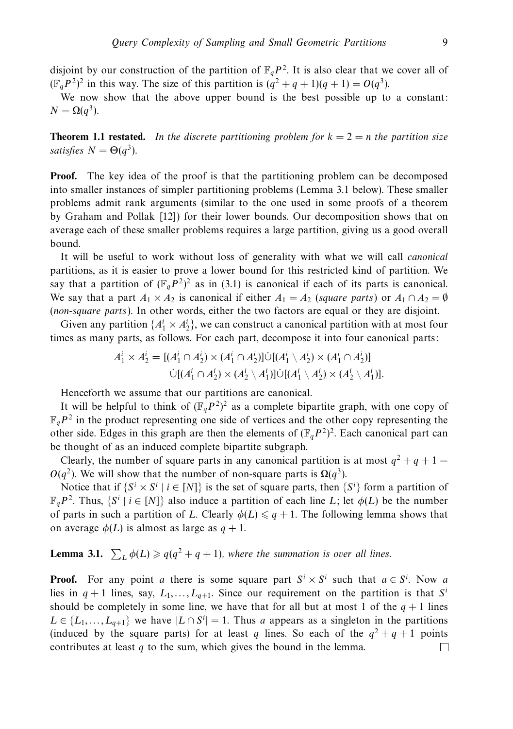disjoint by our construction of the partition of $\mathbb{F}_q P^2$. It is also clear that we cover all of $(\mathbb{F}_q P^2)^2$ in this way. The size of this partition is $(q^2+q+1)(q+1) = O(q^3)$.

We now show that the above upper bound is the best possible up to a constant: $N = \Omega(q^3)$.

**Theorem 1.1 restated.** *In the discrete partitioning problem for $k = 2 = n$ the partition size satisfies $N = \Theta(q^3)$.*

**Proof.** The key idea of the proof is that the partitioning problem can be decomposed into smaller instances of simpler partitioning problems (Lemma 3.1 below). These smaller problems admit rank arguments (similar to the one used in some proofs of a theorem by Graham and Pollak [12]) for their lower bounds. Our decomposition shows that on average each of these smaller problems requires a large partition, giving us a good overall bound.

It will be useful to work without loss of generality with what we will call *canonical* partitions, as it is easier to prove a lower bound for this restricted kind of partition. We say that a partition of $(\mathbb{F}_q P^2)^2$ as in (3.1) is canonical if each of its parts is canonical. We say that a part $A_1 \times A_2$ is canonical if either $A_1 = A_2$ (*square parts*) or $A_1 \cap A_2 = \emptyset$ (*non-square parts*). In other words, either the two factors are equal or they are disjoint.

Given any partition $\{A_1^i \times A_2^i\}$, we can construct a canonical partition with at most four times as many parts, as follows. For each part, decompose it into four canonical parts:

$$A_1^i \times A_2^i = [(A_1^i \cap A_2^i) \times (A_1^i \cap A_2^i)] \dot\cup [(A_1^i \setminus A_2^i) \times (A_1^i \cap A_2^i)]$$
$$\dot\cup [(A_1^i \cap A_2^i) \times (A_2^i \setminus A_1^i)] \dot\cup [(A_1^i \setminus A_2^i) \times (A_2^i \setminus A_1^i)].$$

Henceforth we assume that our partitions are canonical.

It will be helpful to think of $(\mathbb{F}_q P^2)^2$ as a complete bipartite graph, with one copy of $\mathbb{F}_q P^2$ in the product representing one side of vertices and the other copy representing the other side. Edges in this graph are then the elements of $(\mathbb{F}_q P^2)^2$. Each canonical part can be thought of as an induced complete bipartite subgraph.

Clearly, the number of square parts in any canonical partition is at most $q^2 + q + 1 = O(q^2)$. We will show that the number of non-square parts is $\Omega(q^3)$.

Notice that if $\{S^i \times S^i \mid i \in [N]\}$ is the set of square parts, then $\{S^i\}$ form a partition of $\mathbb{F}_q P^2$. Thus, $\{S^i \mid i \in [N]\}$ also induce a partition of each line $L$; let $\phi(L)$ be the number of parts in such a partition of $L$. Clearly $\phi(L) \leqslant q + 1$. The following lemma shows that on average $\phi(L)$ is almost as large as $q + 1$.

**Lemma 3.1.** $\sum_L \phi(L) \geqslant q(q^2 + q + 1)$, *where the summation is over all lines.*

**Proof.** For any point $a$ there is some square part $S^i \times S^i$ such that $a \in S^i$. Now $a$ lies in $q + 1$ lines, say, $L_1, \ldots, L_{q+1}$. Since our requirement on the partition is that $S^i$ should be completely in some line, we have that for all but at most 1 of the $q + 1$ lines $L \in \{L_1, \ldots, L_{q+1}\}$ we have $|L \cap S^i| = 1$. Thus $a$ appears as a singleton in the partitions (induced by the square parts) for at least $q$ lines. So each of the $q^2 + q + 1$ points contributes at least $q$ to the sum, which gives the bound in the lemma. □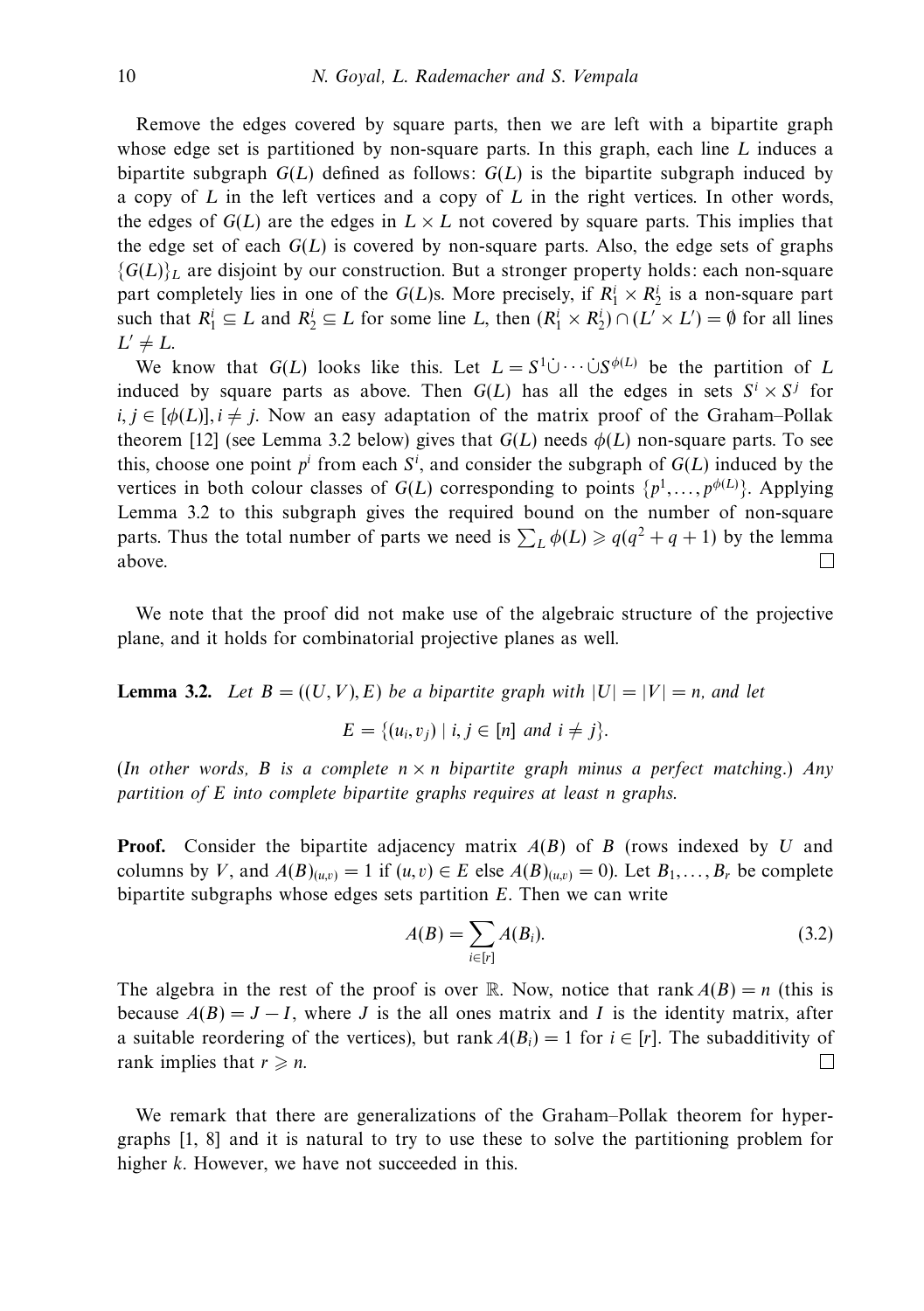Remove the edges covered by square parts, then we are left with a bipartite graph whose edge set is partitioned by non-square parts. In this graph, each line $L$ induces a bipartite subgraph $G(L)$ defined as follows: $G(L)$ is the bipartite subgraph induced by a copy of $L$ in the left vertices and a copy of $L$ in the right vertices. In other words, the edges of $G(L)$ are the edges in $L \times L$ not covered by square parts. This implies that the edge set of each $G(L)$ is covered by non-square parts. Also, the edge sets of graphs $\{G(L)\}_L$ are disjoint by our construction. But a stronger property holds: each non-square part completely lies in one of the $G(L)$s. More precisely, if $R_1^i \times R_2^i$ is a non-square part such that $R_1^i \subseteq L$ and $R_2^i \subseteq L$ for some line $L$, then $(R_1^i \times R_2^i) \cap (L' \times L') = \emptyset$ for all lines $L' \neq L$.

We know that $G(L)$ looks like this. Let $L = S^1 \dot\cup \cdots \dot\cup S^{\phi(L)}$ be the partition of $L$ induced by square parts as above. Then $G(L)$ has all the edges in sets $S^i \times S^j$ for $i, j \in [\phi(L)], i \neq j$. Now an easy adaptation of the matrix proof of the Graham–Pollak theorem [12] (see Lemma 3.2 below) gives that $G(L)$ needs $\phi(L)$ non-square parts. To see this, choose one point $p^i$ from each $S^i$, and consider the subgraph of $G(L)$ induced by the vertices in both colour classes of $G(L)$ corresponding to points $\{p^1, \ldots, p^{\phi(L)}\}$. Applying Lemma 3.2 to this subgraph gives the required bound on the number of non-square parts. Thus the total number of parts we need is $\sum_L \phi(L) \geqslant q(q^2 + q + 1)$ by the lemma above. □

We note that the proof did not make use of the algebraic structure of the projective plane, and it holds for combinatorial projective planes as well.

**Lemma 3.2.** *Let $B = ((U, V), E)$ be a bipartite graph with $|U| = |V| = n$, and let*

$$E = \{(u_i, v_j) \mid i, j \in [n] \text{ and } i \neq j\}.$$

*(In other words, $B$ is a complete $n \times n$ bipartite graph minus a perfect matching.) Any partition of $E$ into complete bipartite graphs requires at least $n$ graphs.*

**Proof.** Consider the bipartite adjacency matrix $A(B)$ of $B$ (rows indexed by $U$ and columns by $V$, and $A(B)_{(u,v)} = 1$ if $(u, v) \in E$ else $A(B)_{(u,v)} = 0$). Let $B_1, \ldots, B_r$ be complete bipartite subgraphs whose edges sets partition $E$. Then we can write

$$A(B) = \sum_{i \in [r]} A(B_i). \tag{3.2}$$

The algebra in the rest of the proof is over $\mathbb{R}$. Now, notice that $\operatorname{rank} A(B) = n$ (this is because $A(B) = J - I$, where $J$ is the all ones matrix and $I$ is the identity matrix, after a suitable reordering of the vertices), but $\operatorname{rank} A(B_i) = 1$ for $i \in [r]$. The subadditivity of rank implies that $r \geqslant n$. □

We remark that there are generalizations of the Graham–Pollak theorem for hypergraphs [1, 8] and it is natural to try to use these to solve the partitioning problem for higher $k$. However, we have not succeeded in this.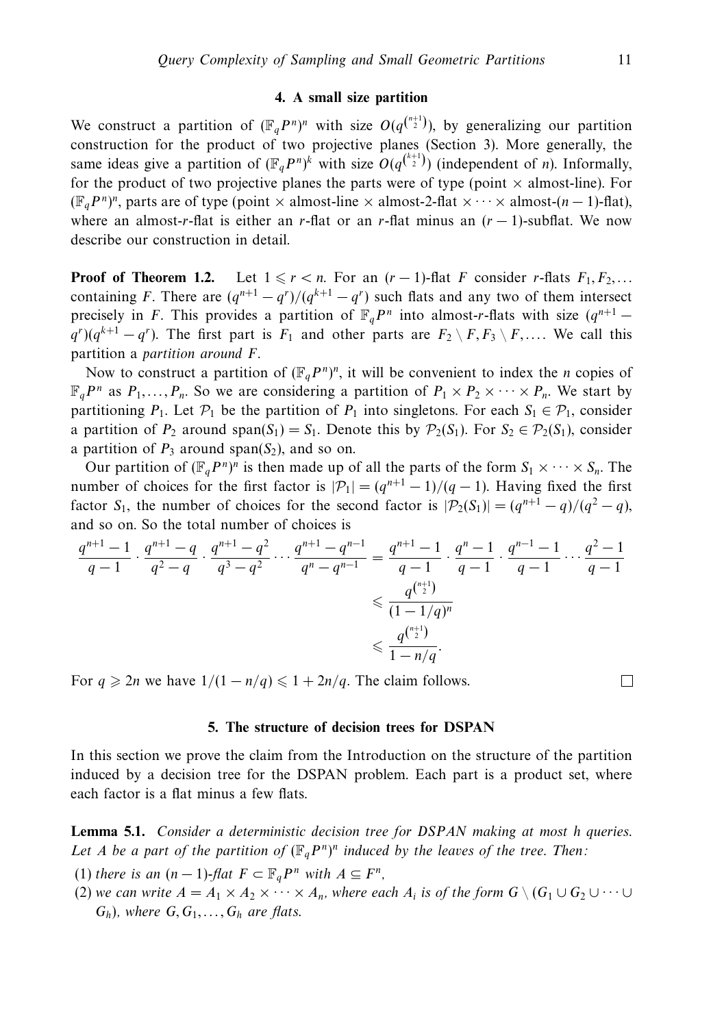## 4. A small size partition

We construct a partition of $(\mathbb{F}_q P^n)^n$ with size $O(q^{\binom{n+1}{2}})$, by generalizing our partition construction for the product of two projective planes (Section 3). More generally, the same ideas give a partition of $(\mathbb{F}_q P^n)^k$ with size $O(q^{\binom{k+1}{2}})$ (independent of $n$). Informally, for the product of two projective planes the parts were of type (point $\times$ almost-line). For $(\mathbb{F}_q P^n)^n$, parts are of type (point $\times$ almost-line $\times$ almost-2-flat $\times \cdots \times$ almost-$(n-1)$-flat), where an almost-$r$-flat is either an $r$-flat or an $r$-flat minus an $(r-1)$-subflat. We now describe our construction in detail.

**Proof of Theorem 1.2.** Let $1 \leqslant r < n$. For an $(r-1)$-flat $F$ consider $r$-flats $F_1, F_2, \ldots$ containing $F$. There are $(q^{n+1} - q^r)/(q^{k+1} - q^r)$ such flats and any two of them intersect precisely in $F$. This provides a partition of $\mathbb{F}_q P^n$ into almost-$r$-flats with size $(q^{n+1} - q^r)(q^{k+1} - q^r)$. The first part is $F_1$ and other parts are $F_2 \setminus F, F_3 \setminus F, \ldots$. We call this partition a *partition around* $F$.

Now to construct a partition of $(\mathbb{F}_q P^n)^n$, it will be convenient to index the $n$ copies of $\mathbb{F}_q P^n$ as $P_1, \ldots, P_n$. So we are considering a partition of $P_1 \times P_2 \times \cdots \times P_n$. We start by partitioning $P_1$. Let $\mathcal{P}_1$ be the partition of $P_1$ into singletons. For each $S_1 \in \mathcal{P}_1$, consider a partition of $P_2$ around $\operatorname{span}(S_1) = S_1$. Denote this by $\mathcal{P}_2(S_1)$. For $S_2 \in \mathcal{P}_2(S_1)$, consider a partition of $P_3$ around $\operatorname{span}(S_2)$, and so on.

Our partition of $(\mathbb{F}_q P^n)^n$ is then made up of all the parts of the form $S_1 \times \cdots \times S_n$. The number of choices for the first factor is $|\mathcal{P}_1| = (q^{n+1} - 1)/(q - 1)$. Having fixed the first factor $S_1$, the number of choices for the second factor is $|\mathcal{P}_2(S_1)| = (q^{n+1} - q)/(q^2 - q)$, and so on. So the total number of choices is

$$
\begin{aligned}
\frac{q^{n+1}-1}{q-1} \cdot \frac{q^{n+1}-q}{q^2-q} \cdot \frac{q^{n+1}-q^2}{q^3-q^2} \cdots \frac{q^{n+1}-q^{n-1}}{q^n-q^{n-1}} &= \frac{q^{n+1}-1}{q-1} \cdot \frac{q^n-1}{q-1} \cdot \frac{q^{n-1}-1}{q-1} \cdots \frac{q^2-1}{q-1} \\
&\leqslant \frac{q^{\binom{n+1}{2}}}{(1-1/q)^n} \\
&\leqslant \frac{q^{\binom{n+1}{2}}}{1-n/q}.
\end{aligned}
$$

For $q \geqslant 2n$ we have $1/(1 - n/q) \leqslant 1 + 2n/q$. The claim follows. □

## 5. The structure of decision trees for DSPAN

In this section we prove the claim from the Introduction on the structure of the partition induced by a decision tree for the DSPAN problem. Each part is a product set, where each factor is a flat minus a few flats.

**Lemma 5.1.** *Consider a deterministic decision tree for DSPAN making at most $h$ queries. Let $A$ be a part of the partition of $(\mathbb{F}_q P^n)^n$ induced by the leaves of the tree. Then:*

(1) *there is an $(n-1)$-flat $F \subset \mathbb{F}_q P^n$ with $A \subseteq F^n$,*

(2) *we can write $A = A_1 \times A_2 \times \cdots \times A_n$, where each $A_i$ is of the form $G \setminus (G_1 \cup G_2 \cup \cdots \cup G_h)$, where $G, G_1, \ldots, G_h$ are flats.*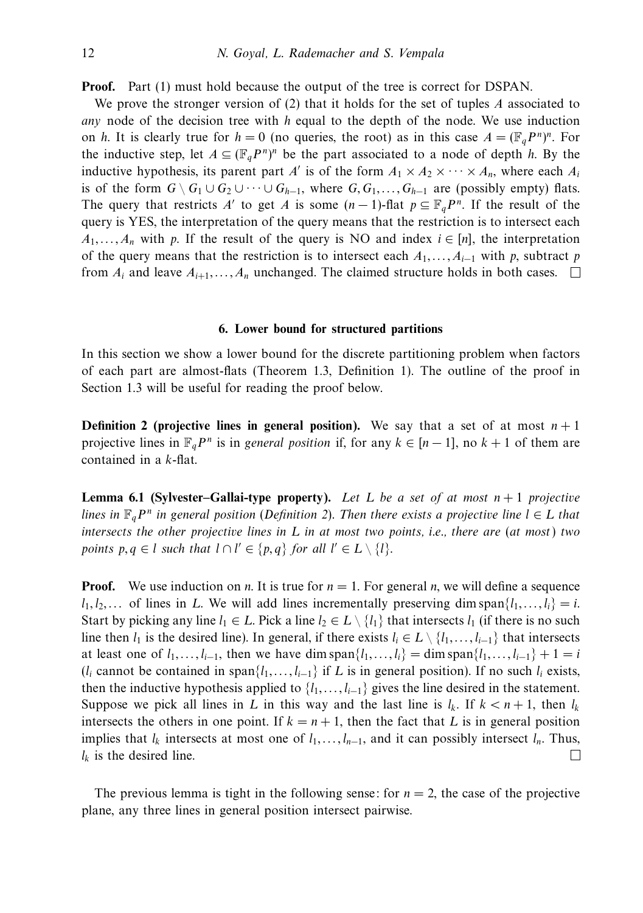**Proof.** Part (1) must hold because the output of the tree is correct for DSPAN.

We prove the stronger version of (2) that it holds for the set of tuples $A$ associated to *any* node of the decision tree with $h$ equal to the depth of the node. We use induction on $h$. It is clearly true for $h = 0$ (no queries, the root) as in this case $A = (\mathbb{F}_q P^n)^n$. For the inductive step, let $A \subseteq (\mathbb{F}_q P^n)^n$ be the part associated to a node of depth $h$. By the inductive hypothesis, its parent part $A'$ is of the form $A_1 \times A_2 \times \cdots \times A_n$, where each $A_i$ is of the form $G \setminus G_1 \cup G_2 \cup \cdots \cup G_{h-1}$, where $G, G_1, \ldots, G_{h-1}$ are (possibly empty) flats. The query that restricts $A'$ to get $A$ is some $(n-1)$-flat $p \subseteq \mathbb{F}_q P^n$. If the result of the query is YES, the interpretation of the query means that the restriction is to intersect each $A_1, \ldots, A_n$ with $p$. If the result of the query is NO and index $i \in [n]$, the interpretation of the query means that the restriction is to intersect each $A_1, \ldots, A_{i-1}$ with $p$, subtract $p$ from $A_i$ and leave $A_{i+1}, \ldots, A_n$ unchanged. The claimed structure holds in both cases. $\square$

## 6. Lower bound for structured partitions

In this section we show a lower bound for the discrete partitioning problem when factors of each part are almost-flats (Theorem 1.3, Definition 1). The outline of the proof in Section 1.3 will be useful for reading the proof below.

**Definition 2 (projective lines in general position).** We say that a set of at most $n + 1$ projective lines in $\mathbb{F}_q P^n$ is in *general position* if, for any $k \in [n-1]$, no $k + 1$ of them are contained in a $k$-flat.

**Lemma 6.1 (Sylvester–Gallai-type property).** *Let $L$ be a set of at most $n + 1$ projective lines in $\mathbb{F}_q P^n$ in general position (Definition 2). Then there exists a projective line $l \in L$ that intersects the other projective lines in $L$ in at most two points, i.e., there are (at most) two points $p, q \in l$ such that $l \cap l' \in \{p, q\}$ for all $l' \in L \setminus \{l\}$.*

**Proof.** We use induction on $n$. It is true for $n = 1$. For general $n$, we will define a sequence $l_1, l_2, \ldots$ of lines in $L$. We will add lines incrementally preserving $\dim \operatorname{span}\{l_1, \ldots, l_i\} = i$. Start by picking any line $l_1 \in L$. Pick a line $l_2 \in L \setminus \{l_1\}$ that intersects $l_1$ (if there is no such line then $l_1$ is the desired line). In general, if there exists $l_i \in L \setminus \{l_1, \ldots, l_{i-1}\}$ that intersects at least one of $l_1, \ldots, l_{i-1}$, then we have $\dim \operatorname{span}\{l_1, \ldots, l_i\} = \dim \operatorname{span}\{l_1, \ldots, l_{i-1}\} + 1 = i$ ($l_i$ cannot be contained in $\operatorname{span}\{l_1, \ldots, l_{i-1}\}$ if $L$ is in general position). If no such $l_i$ exists, then the inductive hypothesis applied to $\{l_1, \ldots, l_{i-1}\}$ gives the line desired in the statement. Suppose we pick all lines in $L$ in this way and the last line is $l_k$. If $k < n + 1$, then $l_k$ intersects the others in one point. If $k = n + 1$, then the fact that $L$ is in general position implies that $l_k$ intersects at most one of $l_1, \ldots, l_{n-1}$, and it can possibly intersect $l_n$. Thus, $l_k$ is the desired line. $\square$

The previous lemma is tight in the following sense: for $n = 2$, the case of the projective plane, any three lines in general position intersect pairwise.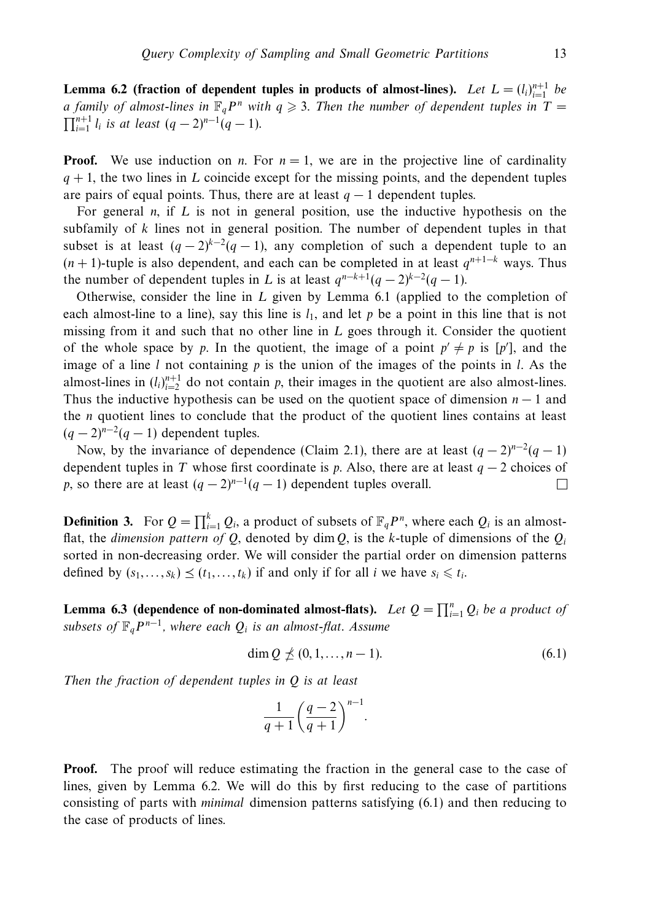**Lemma 6.2 (fraction of dependent tuples in products of almost-lines).** *Let $L = (l_i)_{i=1}^{n+1}$ be a family of almost-lines in $\mathbb{F}_q P^n$ with $q \geqslant 3$. Then the number of dependent tuples in $T = \prod_{i=1}^{n+1} l_i$ is at least $(q-2)^{n-1}(q-1)$.*

**Proof.** We use induction on $n$. For $n = 1$, we are in the projective line of cardinality $q+1$, the two lines in $L$ coincide except for the missing points, and the dependent tuples are pairs of equal points. Thus, there are at least $q-1$ dependent tuples.

For general $n$, if $L$ is not in general position, use the inductive hypothesis on the subfamily of $k$ lines not in general position. The number of dependent tuples in that subset is at least $(q-2)^{k-2}(q-1)$, any completion of such a dependent tuple to an $(n+1)$-tuple is also dependent, and each can be completed in at least $q^{n+1-k}$ ways. Thus the number of dependent tuples in $L$ is at least $q^{n-k+1}(q-2)^{k-2}(q-1)$.

Otherwise, consider the line in $L$ given by Lemma 6.1 (applied to the completion of each almost-line to a line), say this line is $l_1$, and let $p$ be a point in this line that is not missing from it and such that no other line in $L$ goes through it. Consider the quotient of the whole space by $p$. In the quotient, the image of a point $p' \neq p$ is $[p']$, and the image of a line $l$ not containing $p$ is the union of the images of the points in $l$. As the almost-lines in $(l_i)_{i=2}^{n+1}$ do not contain $p$, their images in the quotient are also almost-lines. Thus the inductive hypothesis can be used on the quotient space of dimension $n-1$ and the $n$ quotient lines to conclude that the product of the quotient lines contains at least $(q-2)^{n-2}(q-1)$ dependent tuples.

Now, by the invariance of dependence (Claim 2.1), there are at least $(q-2)^{n-2}(q-1)$ dependent tuples in $T$ whose first coordinate is $p$. Also, there are at least $q-2$ choices of $p$, so there are at least $(q-2)^{n-1}(q-1)$ dependent tuples overall. $\square$

**Definition 3.** For $Q = \prod_{i=1}^{k} Q_i$, a product of subsets of $\mathbb{F}_q P^n$, where each $Q_i$ is an almost-flat, the *dimension pattern of* $Q$, denoted by $\dim Q$, is the $k$-tuple of dimensions of the $Q_i$ sorted in non-decreasing order. We will consider the partial order on dimension patterns defined by $(s_1, \ldots, s_k) \preceq (t_1, \ldots, t_k)$ if and only if for all $i$ we have $s_i \leqslant t_i$.

**Lemma 6.3 (dependence of non-dominated almost-flats).** *Let $Q = \prod_{i=1}^{n} Q_i$ be a product of subsets of $\mathbb{F}_q P^{n-1}$, where each $Q_i$ is an almost-flat. Assume*

$$\dim Q \npreceq (0, 1, \ldots, n-1). \tag{6.1}$$

*Then the fraction of dependent tuples in $Q$ is at least*

$$\frac{1}{q+1}\left(\frac{q-2}{q+1}\right)^{n-1}.$$

**Proof.** The proof will reduce estimating the fraction in the general case to the case of lines, given by Lemma 6.2. We will do this by first reducing to the case of partitions consisting of parts with *minimal* dimension patterns satisfying (6.1) and then reducing to the case of products of lines.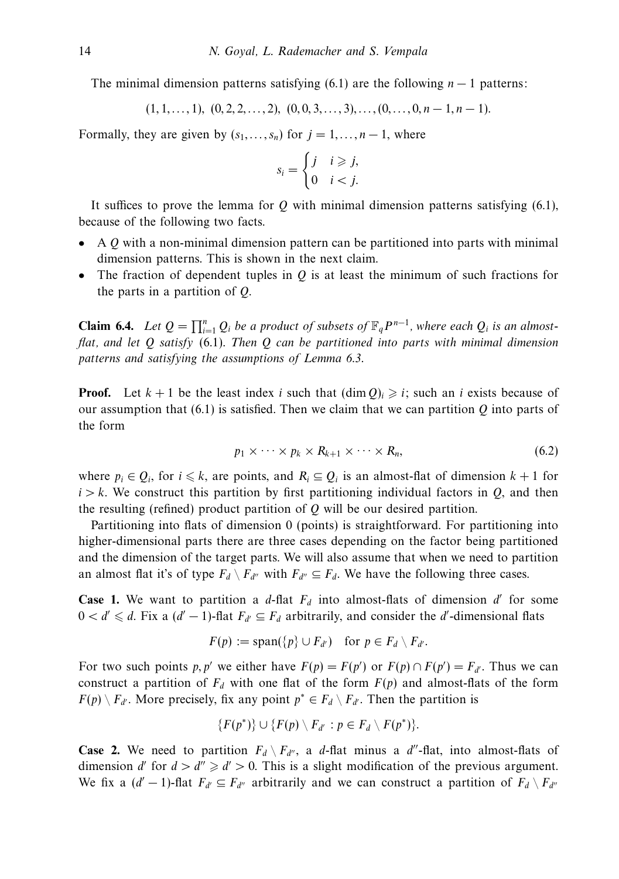The minimal dimension patterns satisfying (6.1) are the following $n-1$ patterns:

$$(1,1,\ldots,1),\ (0,2,2,\ldots,2),\ (0,0,3,\ldots,3),\ldots,(0,\ldots,0,n-1,n-1).$$

Formally, they are given by $(s_1,\ldots,s_n)$ for $j=1,\ldots,n-1$, where

$$s_i = \begin{cases} j & i \geqslant j, \\ 0 & i < j. \end{cases}$$

It suffices to prove the lemma for $Q$ with minimal dimension patterns satisfying (6.1), because of the following two facts.

- A $Q$ with a non-minimal dimension pattern can be partitioned into parts with minimal dimension patterns. This is shown in the next claim.
- The fraction of dependent tuples in $Q$ is at least the minimum of such fractions for the parts in a partition of $Q$.

**Claim 6.4.** *Let $Q = \prod_{i=1}^n Q_i$ be a product of subsets of $\mathbb{F}_q P^{n-1}$, where each $Q_i$ is an almost-flat, and let $Q$ satisfy* (6.1). *Then $Q$ can be partitioned into parts with minimal dimension patterns and satisfying the assumptions of Lemma 6.3.*

**Proof.** Let $k+1$ be the least index $i$ such that $(\dim Q)_i \geqslant i$; such an $i$ exists because of our assumption that (6.1) is satisfied. Then we claim that we can partition $Q$ into parts of the form

$$p_1 \times \cdots \times p_k \times R_{k+1} \times \cdots \times R_n, \tag{6.2}$$

where $p_i \in Q_i$, for $i \leqslant k$, are points, and $R_i \subseteq Q_i$ is an almost-flat of dimension $k+1$ for $i > k$. We construct this partition by first partitioning individual factors in $Q$, and then the resulting (refined) product partition of $Q$ will be our desired partition.

Partitioning into flats of dimension 0 (points) is straightforward. For partitioning into higher-dimensional parts there are three cases depending on the factor being partitioned and the dimension of the target parts. We will also assume that when we need to partition an almost flat it's of type $F_d \setminus F_{d''}$ with $F_{d''} \subseteq F_d$. We have the following three cases.

**Case 1.** We want to partition a $d$-flat $F_d$ into almost-flats of dimension $d'$ for some $0 < d' \leqslant d$. Fix a $(d'-1)$-flat $F_{d'} \subseteq F_d$ arbitrarily, and consider the $d'$-dimensional flats

$$F(p) := \operatorname{span}(\{p\} \cup F_{d'}) \quad \text{for } p \in F_d \setminus F_{d'}.$$

For two such points $p, p'$ we either have $F(p) = F(p')$ or $F(p) \cap F(p') = F_{d'}$. Thus we can construct a partition of $F_d$ with one flat of the form $F(p)$ and almost-flats of the form $F(p) \setminus F_{d'}$. More precisely, fix any point $p^* \in F_d \setminus F_{d'}$. Then the partition is

$$\{F(p^*)\} \cup \{F(p) \setminus F_{d'} : p \in F_d \setminus F(p^*)\}.$$

**Case 2.** We need to partition $F_d \setminus F_{d''}$, a $d$-flat minus a $d''$-flat, into almost-flats of dimension $d'$ for $d > d'' \geqslant d' > 0$. This is a slight modification of the previous argument. We fix a $(d'-1)$-flat $F_{d'} \subseteq F_{d''}$ arbitrarily and we can construct a partition of $F_d \setminus F_{d''}$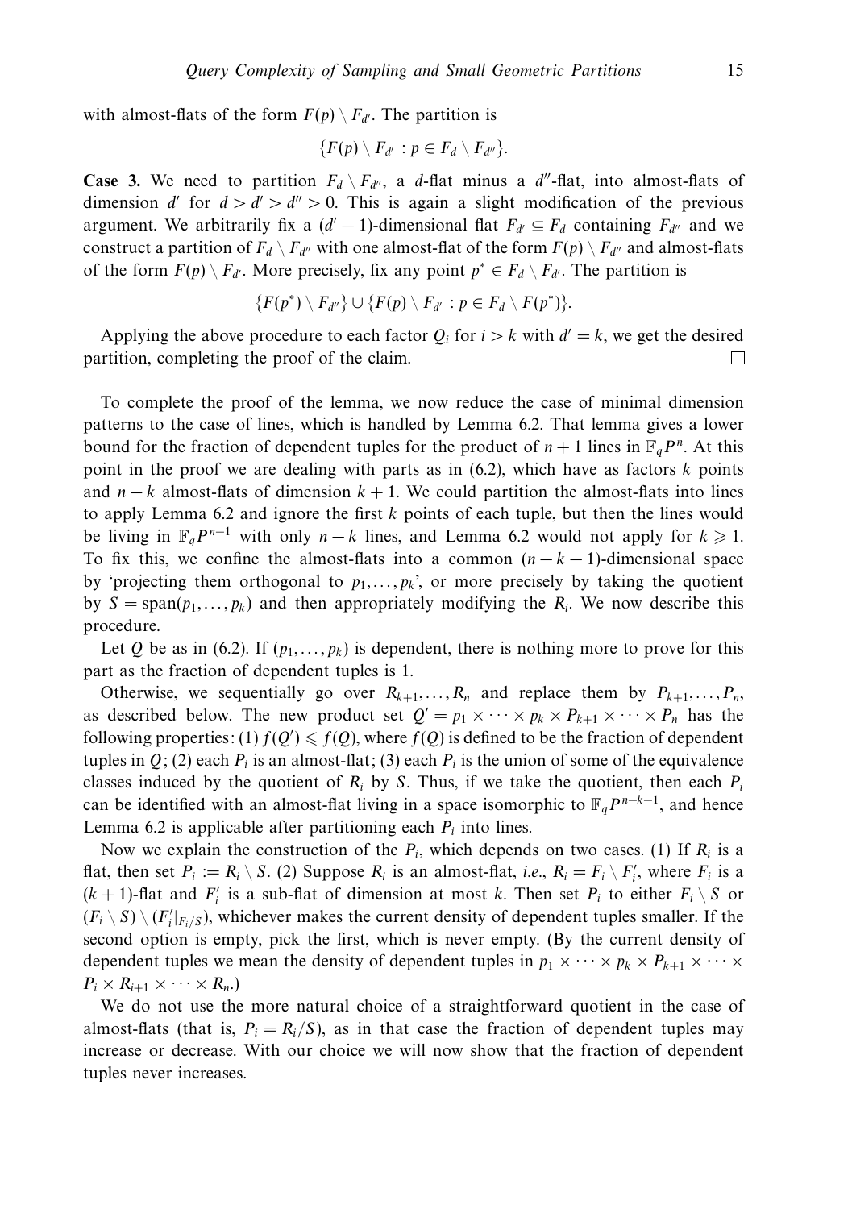with almost-flats of the form $F(p) \setminus F_{d'}$. The partition is

$$\{F(p) \setminus F_{d'} : p \in F_d \setminus F_{d''}\}.$$

**Case 3.** We need to partition $F_d \setminus F_{d''}$, a $d$-flat minus a $d''$-flat, into almost-flats of dimension $d'$ for $d > d' > d'' > 0$. This is again a slight modification of the previous argument. We arbitrarily fix a $(d'-1)$-dimensional flat $F_{d'} \subseteq F_d$ containing $F_{d''}$ and we construct a partition of $F_d \setminus F_{d''}$ with one almost-flat of the form $F(p) \setminus F_{d''}$ and almost-flats of the form $F(p) \setminus F_{d'}$. More precisely, fix any point $p^* \in F_d \setminus F_{d'}$. The partition is

$$\{F(p^*) \setminus F_{d''}\} \cup \{F(p) \setminus F_{d'} : p \in F_d \setminus F(p^*)\}.$$

Applying the above procedure to each factor $Q_i$ for $i > k$ with $d' = k$, we get the desired partition, completing the proof of the claim. □

To complete the proof of the lemma, we now reduce the case of minimal dimension patterns to the case of lines, which is handled by Lemma 6.2. That lemma gives a lower bound for the fraction of dependent tuples for the product of $n+1$ lines in $\mathbb{F}_q P^n$. At this point in the proof we are dealing with parts as in (6.2), which have as factors $k$ points and $n-k$ almost-flats of dimension $k+1$. We could partition the almost-flats into lines to apply Lemma 6.2 and ignore the first $k$ points of each tuple, but then the lines would be living in $\mathbb{F}_q P^{n-1}$ with only $n-k$ lines, and Lemma 6.2 would not apply for $k \geqslant 1$. To fix this, we confine the almost-flats into a common $(n-k-1)$-dimensional space by 'projecting them orthogonal to $p_1, \ldots, p_k$', or more precisely by taking the quotient by $S = \operatorname{span}(p_1, \ldots, p_k)$ and then appropriately modifying the $R_i$. We now describe this procedure.

Let $Q$ be as in (6.2). If $(p_1, \ldots, p_k)$ is dependent, there is nothing more to prove for this part as the fraction of dependent tuples is 1.

Otherwise, we sequentially go over $R_{k+1}, \ldots, R_n$ and replace them by $P_{k+1}, \ldots, P_n$, as described below. The new product set $Q' = p_1 \times \cdots \times p_k \times P_{k+1} \times \cdots \times P_n$ has the following properties: (1) $f(Q') \leqslant f(Q)$, where $f(Q)$ is defined to be the fraction of dependent tuples in $Q$; (2) each $P_i$ is an almost-flat; (3) each $P_i$ is the union of some of the equivalence classes induced by the quotient of $R_i$ by $S$. Thus, if we take the quotient, then each $P_i$ can be identified with an almost-flat living in a space isomorphic to $\mathbb{F}_q P^{n-k-1}$, and hence Lemma 6.2 is applicable after partitioning each $P_i$ into lines.

Now we explain the construction of the $P_i$, which depends on two cases. (1) If $R_i$ is a flat, then set $P_i := R_i \setminus S$. (2) Suppose $R_i$ is an almost-flat, *i.e.*, $R_i = F_i \setminus F_i'$, where $F_i$ is a $(k+1)$-flat and $F_i'$ is a sub-flat of dimension at most $k$. Then set $P_i$ to either $F_i \setminus S$ or $(F_i \setminus S) \setminus (F_i'|_{F_i/S})$, whichever makes the current density of dependent tuples smaller. If the second option is empty, pick the first, which is never empty. (By the current density of dependent tuples we mean the density of dependent tuples in $p_1 \times \cdots \times p_k \times P_{k+1} \times \cdots \times P_i \times R_{i+1} \times \cdots \times R_n$.)

We do not use the more natural choice of a straightforward quotient in the case of almost-flats (that is, $P_i = R_i/S$), as in that case the fraction of dependent tuples may increase or decrease. With our choice we will now show that the fraction of dependent tuples never increases.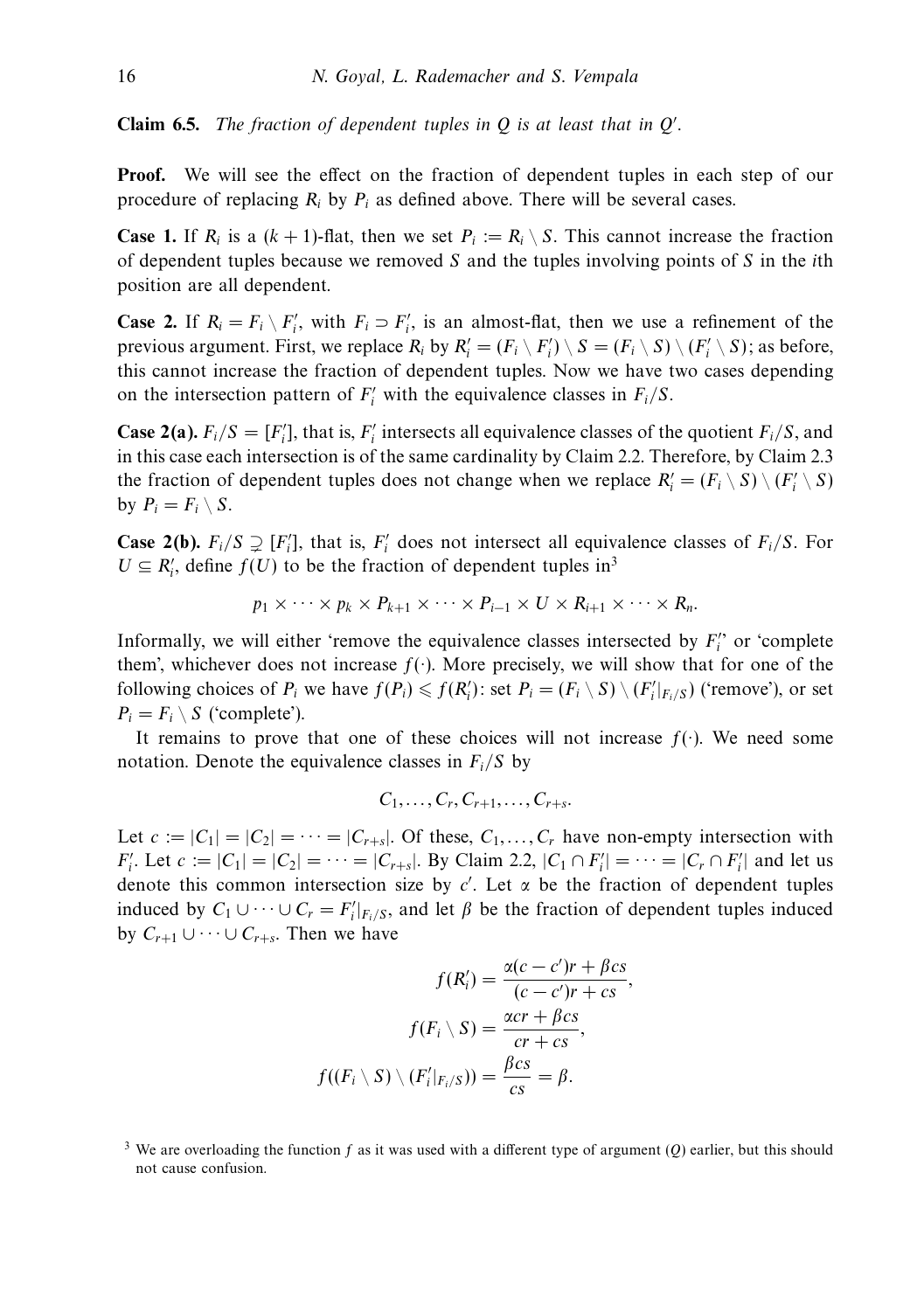**Claim 6.5.** *The fraction of dependent tuples in $Q$ is at least that in $Q'$.*

**Proof.** We will see the effect on the fraction of dependent tuples in each step of our procedure of replacing $R_i$ by $P_i$ as defined above. There will be several cases.

**Case 1.** If $R_i$ is a $(k+1)$-flat, then we set $P_i := R_i \setminus S$. This cannot increase the fraction of dependent tuples because we removed $S$ and the tuples involving points of $S$ in the $i$th position are all dependent.

**Case 2.** If $R_i = F_i \setminus F_i'$, with $F_i \supset F_i'$, is an almost-flat, then we use a refinement of the previous argument. First, we replace $R_i$ by $R_i' = (F_i \setminus F_i') \setminus S = (F_i \setminus S) \setminus (F_i' \setminus S)$; as before, this cannot increase the fraction of dependent tuples. Now we have two cases depending on the intersection pattern of $F_i'$ with the equivalence classes in $F_i/S$.

**Case 2(a).** $F_i/S = [F_i']$, that is, $F_i'$ intersects all equivalence classes of the quotient $F_i/S$, and in this case each intersection is of the same cardinality by Claim 2.2. Therefore, by Claim 2.3 the fraction of dependent tuples does not change when we replace $R_i' = (F_i \setminus S) \setminus (F_i' \setminus S)$ by $P_i = F_i \setminus S$.

**Case 2(b).** $F_i/S \supsetneq [F_i']$, that is, $F_i'$ does not intersect all equivalence classes of $F_i/S$. For $U \subseteq R_i'$, define $f(U)$ to be the fraction of dependent tuples in[3]

$$p_1 \times \cdots \times p_k \times P_{k+1} \times \cdots \times P_{i-1} \times U \times R_{i+1} \times \cdots \times R_n.$$

Informally, we will either 'remove the equivalence classes intersected by $F_i'$' or 'complete them', whichever does not increase $f(\cdot)$. More precisely, we will show that for one of the following choices of $P_i$ we have $f(P_i) \leqslant f(R_i')$: set $P_i = (F_i \setminus S) \setminus (F_i'|_{F_i/S})$ ('remove'), or set $P_i = F_i \setminus S$ ('complete').

It remains to prove that one of these choices will not increase $f(\cdot)$. We need some notation. Denote the equivalence classes in $F_i/S$ by

$$C_1, \ldots, C_r, C_{r+1}, \ldots, C_{r+s}.$$

Let $c := |C_1| = |C_2| = \cdots = |C_{r+s}|$. Of these, $C_1, \ldots, C_r$ have non-empty intersection with $F_i'$. Let $c := |C_1| = |C_2| = \cdots = |C_{r+s}|$. By Claim 2.2, $|C_1 \cap F_i'| = \cdots = |C_r \cap F_i'|$ and let us denote this common intersection size by $c'$. Let $\alpha$ be the fraction of dependent tuples induced by $C_1 \cup \cdots \cup C_r = F_i'|_{F_i/S}$, and let $\beta$ be the fraction of dependent tuples induced by $C_{r+1} \cup \cdots \cup C_{r+s}$. Then we have

$$f(R_i') = \frac{\alpha(c-c')r + \beta cs}{(c-c')r + cs},$$

$$f(F_i \setminus S) = \frac{\alpha cr + \beta cs}{cr + cs},$$

$$f((F_i \setminus S) \setminus (F_i'|_{F_i/S})) = \frac{\beta cs}{cs} = \beta.$$

[3] We are overloading the function $f$ as it was used with a different type of argument ($Q$) earlier, but this should not cause confusion.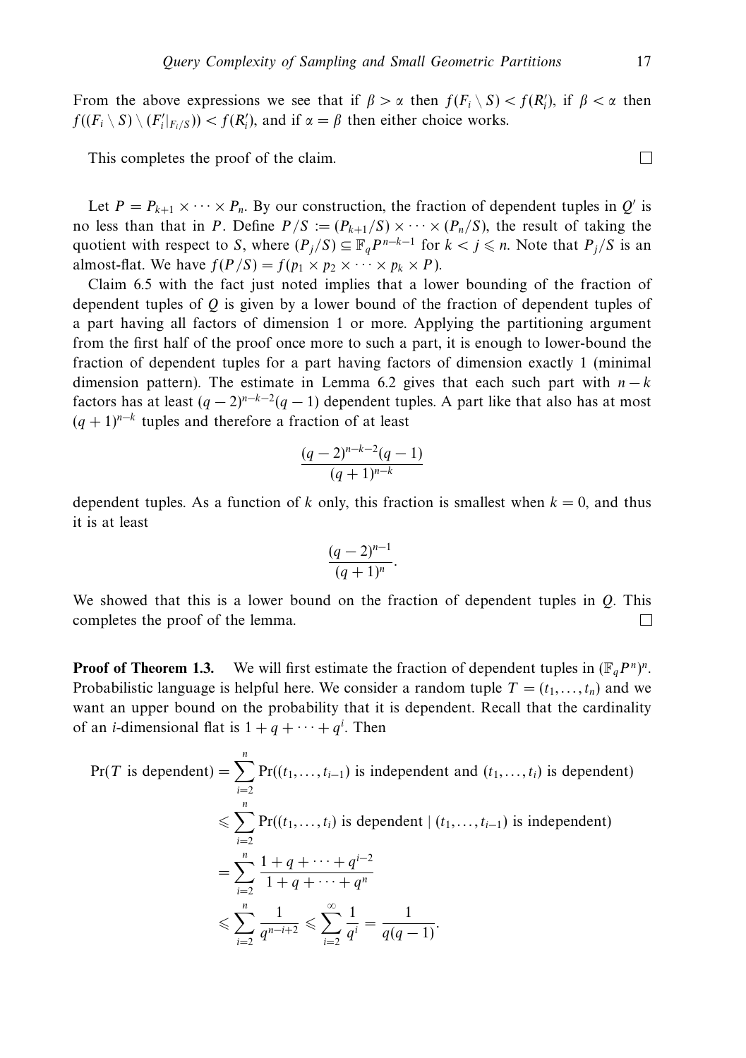From the above expressions we see that if $\beta > \alpha$ then $f(F_i \setminus S) < f(R_i')$, if $\beta < \alpha$ then $f((F_i \setminus S) \setminus (F_i'|_{F_i/S})) < f(R_i')$, and if $\alpha = \beta$ then either choice works.

This completes the proof of the claim. $\square$

Let $P = P_{k+1} \times \cdots \times P_n$. By our construction, the fraction of dependent tuples in $Q'$ is no less than that in $P$. Define $P/S := (P_{k+1}/S) \times \cdots \times (P_n/S)$, the result of taking the quotient with respect to $S$, where $(P_j/S) \subseteq \mathbb{F}_q P^{n-k-1}$ for $k < j \leqslant n$. Note that $P_j/S$ is an almost-flat. We have $f(P/S) = f(p_1 \times p_2 \times \cdots \times p_k \times P)$.

Claim 6.5 with the fact just noted implies that a lower bounding of the fraction of dependent tuples of $Q$ is given by a lower bound of the fraction of dependent tuples of a part having all factors of dimension 1 or more. Applying the partitioning argument from the first half of the proof once more to such a part, it is enough to lower-bound the fraction of dependent tuples for a part having factors of dimension exactly 1 (minimal dimension pattern). The estimate in Lemma 6.2 gives that each such part with $n-k$ factors has at least $(q-2)^{n-k-2}(q-1)$ dependent tuples. A part like that also has at most $(q+1)^{n-k}$ tuples and therefore a fraction of at least

$$\frac{(q-2)^{n-k-2}(q-1)}{(q+1)^{n-k}}$$

dependent tuples. As a function of $k$ only, this fraction is smallest when $k=0$, and thus it is at least

$$\frac{(q-2)^{n-1}}{(q+1)^n}.$$

We showed that this is a lower bound on the fraction of dependent tuples in $Q$. This completes the proof of the lemma. $\square$

**Proof of Theorem 1.3.** We will first estimate the fraction of dependent tuples in $(\mathbb{F}_q P^n)^n$. Probabilistic language is helpful here. We consider a random tuple $T = (t_1, \ldots, t_n)$ and we want an upper bound on the probability that it is dependent. Recall that the cardinality of an $i$-dimensional flat is $1 + q + \cdots + q^i$. Then

$$\begin{aligned}
\Pr(T \text{ is dependent}) &= \sum_{i=2}^{n} \Pr((t_1, \ldots, t_{i-1}) \text{ is independent and } (t_1, \ldots, t_i) \text{ is dependent}) \\
&\leqslant \sum_{i=2}^{n} \Pr((t_1, \ldots, t_i) \text{ is dependent} \mid (t_1, \ldots, t_{i-1}) \text{ is independent}) \\
&= \sum_{i=2}^{n} \frac{1 + q + \cdots + q^{i-2}}{1 + q + \cdots + q^n} \\
&\leqslant \sum_{i=2}^{n} \frac{1}{q^{n-i+2}} \leqslant \sum_{i=2}^{\infty} \frac{1}{q^i} = \frac{1}{q(q-1)}.
\end{aligned}$$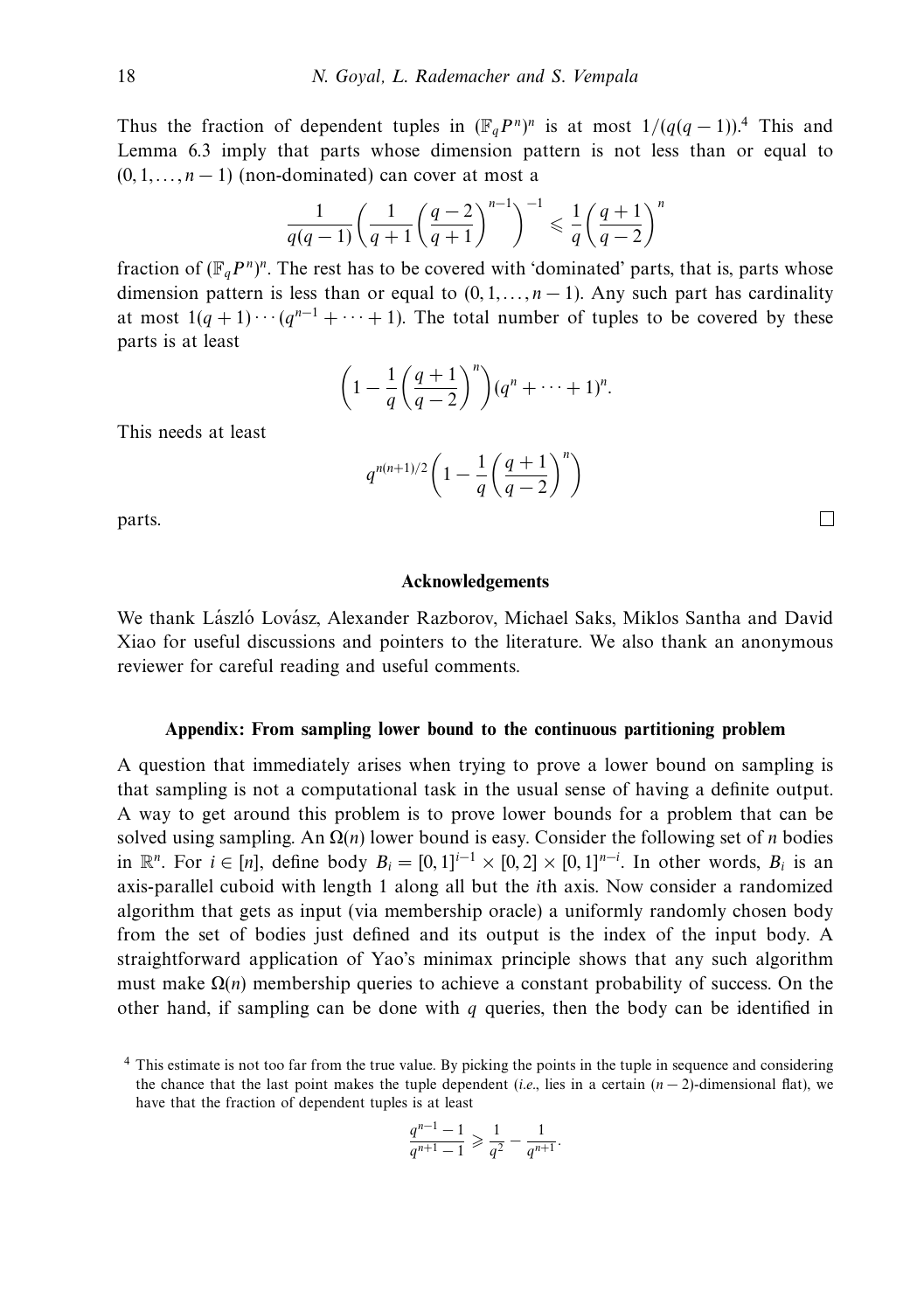Thus the fraction of dependent tuples in $(\mathbb{F}_q P^n)^n$ is at most $1/(q(q-1))$.[4] This and Lemma 6.3 imply that parts whose dimension pattern is not less than or equal to $(0, 1, \ldots, n-1)$ (non-dominated) can cover at most a

$$\frac{1}{q(q-1)}\left(\frac{1}{q+1}\left(\frac{q-2}{q+1}\right)^{n-1}\right)^{-1} \leqslant \frac{1}{q}\left(\frac{q+1}{q-2}\right)^{n}$$

fraction of $(\mathbb{F}_q P^n)^n$. The rest has to be covered with 'dominated' parts, that is, parts whose dimension pattern is less than or equal to $(0, 1, \ldots, n-1)$. Any such part has cardinality at most $1(q+1)\cdots(q^{n-1}+\cdots+1)$. The total number of tuples to be covered by these parts is at least

$$\left(1 - \frac{1}{q}\left(\frac{q+1}{q-2}\right)^{n}\right)(q^n + \cdots + 1)^n.$$

This needs at least

$$q^{n(n+1)/2}\left(1 - \frac{1}{q}\left(\frac{q+1}{q-2}\right)^{n}\right)$$

parts. □

## Acknowledgements

We thank László Lovász, Alexander Razborov, Michael Saks, Miklos Santha and David Xiao for useful discussions and pointers to the literature. We also thank an anonymous reviewer for careful reading and useful comments.

## Appendix: From sampling lower bound to the continuous partitioning problem

A question that immediately arises when trying to prove a lower bound on sampling is that sampling is not a computational task in the usual sense of having a definite output. A way to get around this problem is to prove lower bounds for a problem that can be solved using sampling. An $\Omega(n)$ lower bound is easy. Consider the following set of $n$ bodies in $\mathbb{R}^n$. For $i \in [n]$, define body $B_i = [0,1]^{i-1} \times [0,2] \times [0,1]^{n-i}$. In other words, $B_i$ is an axis-parallel cuboid with length 1 along all but the $i$th axis. Now consider a randomized algorithm that gets as input (via membership oracle) a uniformly randomly chosen body from the set of bodies just defined and its output is the index of the input body. A straightforward application of Yao's minimax principle shows that any such algorithm must make $\Omega(n)$ membership queries to achieve a constant probability of success. On the other hand, if sampling can be done with $q$ queries, then the body can be identified in

[4] This estimate is not too far from the true value. By picking the points in the tuple in sequence and considering the chance that the last point makes the tuple dependent (*i.e.*, lies in a certain $(n-2)$-dimensional flat), we have that the fraction of dependent tuples is at least

$$\frac{q^{n-1}-1}{q^{n+1}-1} \geqslant \frac{1}{q^2} - \frac{1}{q^{n+1}}.$$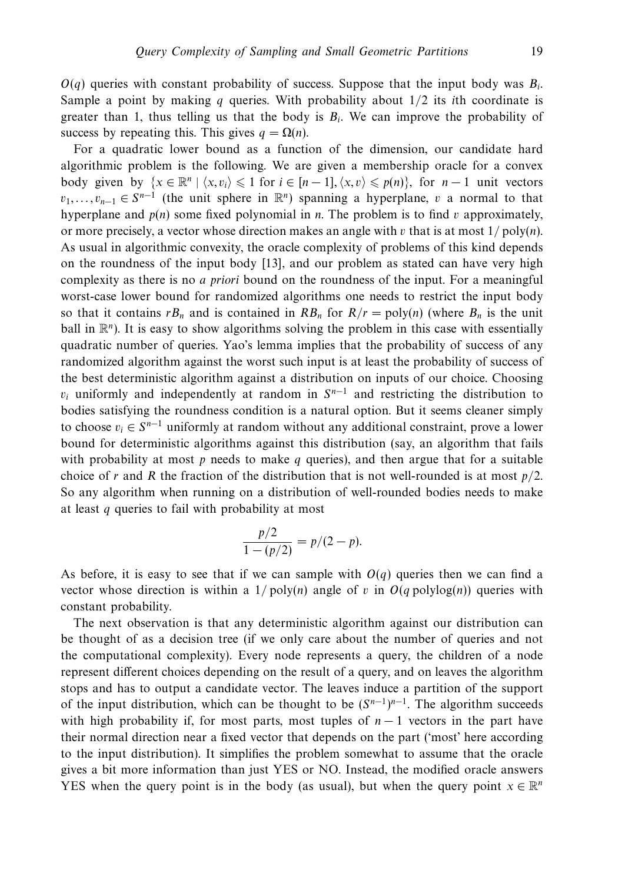$O(q)$ queries with constant probability of success. Suppose that the input body was $B_i$. Sample a point by making $q$ queries. With probability about $1/2$ its $i$th coordinate is greater than 1, thus telling us that the body is $B_i$. We can improve the probability of success by repeating this. This gives $q = \Omega(n)$.

For a quadratic lower bound as a function of the dimension, our candidate hard algorithmic problem is the following. We are given a membership oracle for a convex body given by $\{x \in \mathbb{R}^n \mid \langle x, v_i \rangle \leqslant 1 \text{ for } i \in [n-1], \langle x, v \rangle \leqslant p(n)\}$, for $n-1$ unit vectors $v_1, \ldots, v_{n-1} \in S^{n-1}$ (the unit sphere in $\mathbb{R}^n$) spanning a hyperplane, $v$ a normal to that hyperplane and $p(n)$ some fixed polynomial in $n$. The problem is to find $v$ approximately, or more precisely, a vector whose direction makes an angle with $v$ that is at most $1/\operatorname{poly}(n)$. As usual in algorithmic convexity, the oracle complexity of problems of this kind depends on the roundness of the input body [13], and our problem as stated can have very high complexity as there is no *a priori* bound on the roundness of the input. For a meaningful worst-case lower bound for randomized algorithms one needs to restrict the input body so that it contains $rB_n$ and is contained in $RB_n$ for $R/r = \operatorname{poly}(n)$ (where $B_n$ is the unit ball in $\mathbb{R}^n$). It is easy to show algorithms solving the problem in this case with essentially quadratic number of queries. Yao's lemma implies that the probability of success of any randomized algorithm against the worst such input is at least the probability of success of the best deterministic algorithm against a distribution on inputs of our choice. Choosing $v_i$ uniformly and independently at random in $S^{n-1}$ and restricting the distribution to bodies satisfying the roundness condition is a natural option. But it seems cleaner simply to choose $v_i \in S^{n-1}$ uniformly at random without any additional constraint, prove a lower bound for deterministic algorithms against this distribution (say, an algorithm that fails with probability at most $p$ needs to make $q$ queries), and then argue that for a suitable choice of $r$ and $R$ the fraction of the distribution that is not well-rounded is at most $p/2$. So any algorithm when running on a distribution of well-rounded bodies needs to make at least $q$ queries to fail with probability at most

$$\frac{p/2}{1-(p/2)} = p/(2-p).$$

As before, it is easy to see that if we can sample with $O(q)$ queries then we can find a vector whose direction is within a $1/\operatorname{poly}(n)$ angle of $v$ in $O(q \operatorname{polylog}(n))$ queries with constant probability.

The next observation is that any deterministic algorithm against our distribution can be thought of as a decision tree (if we only care about the number of queries and not the computational complexity). Every node represents a query, the children of a node represent different choices depending on the result of a query, and on leaves the algorithm stops and has to output a candidate vector. The leaves induce a partition of the support of the input distribution, which can be thought to be $(S^{n-1})^{n-1}$. The algorithm succeeds with high probability if, for most parts, most tuples of $n-1$ vectors in the part have their normal direction near a fixed vector that depends on the part ('most' here according to the input distribution). It simplifies the problem somewhat to assume that the oracle gives a bit more information than just YES or NO. Instead, the modified oracle answers YES when the query point is in the body (as usual), but when the query point $x \in \mathbb{R}^n$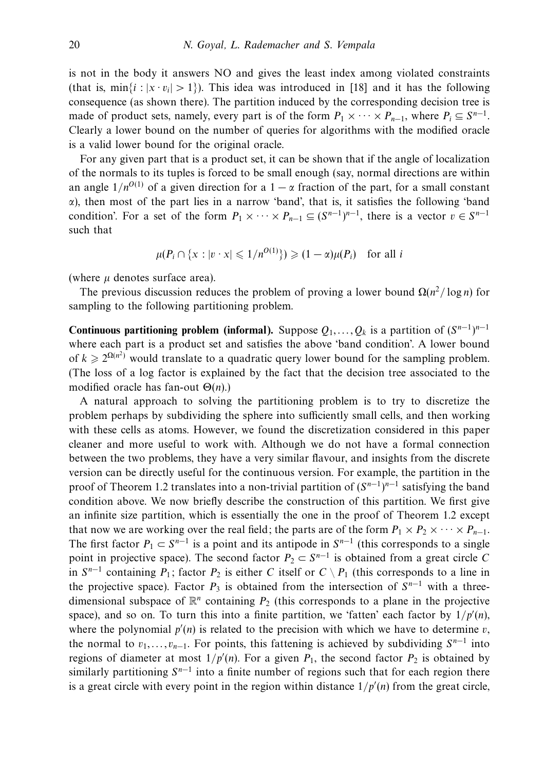is not in the body it answers NO and gives the least index among violated constraints (that is, $\min\{i : |x \cdot v_i| > 1\}$). This idea was introduced in [18] and it has the following consequence (as shown there). The partition induced by the corresponding decision tree is made of product sets, namely, every part is of the form $P_1 \times \cdots \times P_{n-1}$, where $P_i \subseteq S^{n-1}$. Clearly a lower bound on the number of queries for algorithms with the modified oracle is a valid lower bound for the original oracle.

For any given part that is a product set, it can be shown that if the angle of localization of the normals to its tuples is forced to be small enough (say, normal directions are within an angle $1/n^{O(1)}$ of a given direction for a $1 - \alpha$ fraction of the part, for a small constant $\alpha$), then most of the part lies in a narrow 'band', that is, it satisfies the following 'band condition'. For a set of the form $P_1 \times \cdots \times P_{n-1} \subseteq (S^{n-1})^{n-1}$, there is a vector $v \in S^{n-1}$ such that

$$\mu(P_i \cap \{x : |v \cdot x| \leqslant 1/n^{O(1)}\}) \geqslant (1 - \alpha)\mu(P_i) \quad \text{for all } i$$

(where $\mu$ denotes surface area).

The previous discussion reduces the problem of proving a lower bound $\Omega(n^2/\log n)$ for sampling to the following partitioning problem.

**Continuous partitioning problem (informal).** Suppose $Q_1, \ldots, Q_k$ is a partition of $(S^{n-1})^{n-1}$ where each part is a product set and satisfies the above 'band condition'. A lower bound of $k \geqslant 2^{\Omega(n^2)}$ would translate to a quadratic query lower bound for the sampling problem. (The loss of a log factor is explained by the fact that the decision tree associated to the modified oracle has fan-out $\Theta(n)$.)

A natural approach to solving the partitioning problem is to try to discretize the problem perhaps by subdividing the sphere into sufficiently small cells, and then working with these cells as atoms. However, we found the discretization considered in this paper cleaner and more useful to work with. Although we do not have a formal connection between the two problems, they have a very similar flavour, and insights from the discrete version can be directly useful for the continuous version. For example, the partition in the proof of Theorem 1.2 translates into a non-trivial partition of $(S^{n-1})^{n-1}$ satisfying the band condition above. We now briefly describe the construction of this partition. We first give an infinite size partition, which is essentially the one in the proof of Theorem 1.2 except that now we are working over the real field; the parts are of the form $P_1 \times P_2 \times \cdots \times P_{n-1}$. The first factor $P_1 \subset S^{n-1}$ is a point and its antipode in $S^{n-1}$ (this corresponds to a single point in projective space). The second factor $P_2 \subset S^{n-1}$ is obtained from a great circle $C$ in $S^{n-1}$ containing $P_1$; factor $P_2$ is either $C$ itself or $C \setminus P_1$ (this corresponds to a line in the projective space). Factor $P_3$ is obtained from the intersection of $S^{n-1}$ with a three-dimensional subspace of $\mathbb{R}^n$ containing $P_2$ (this corresponds to a plane in the projective space), and so on. To turn this into a finite partition, we 'fatten' each factor by $1/p'(n)$, where the polynomial $p'(n)$ is related to the precision with which we have to determine $v$, the normal to $v_1, \ldots, v_{n-1}$. For points, this fattening is achieved by subdividing $S^{n-1}$ into regions of diameter at most $1/p'(n)$. For a given $P_1$, the second factor $P_2$ is obtained by similarly partitioning $S^{n-1}$ into a finite number of regions such that for each region there is a great circle with every point in the region within distance $1/p'(n)$ from the great circle,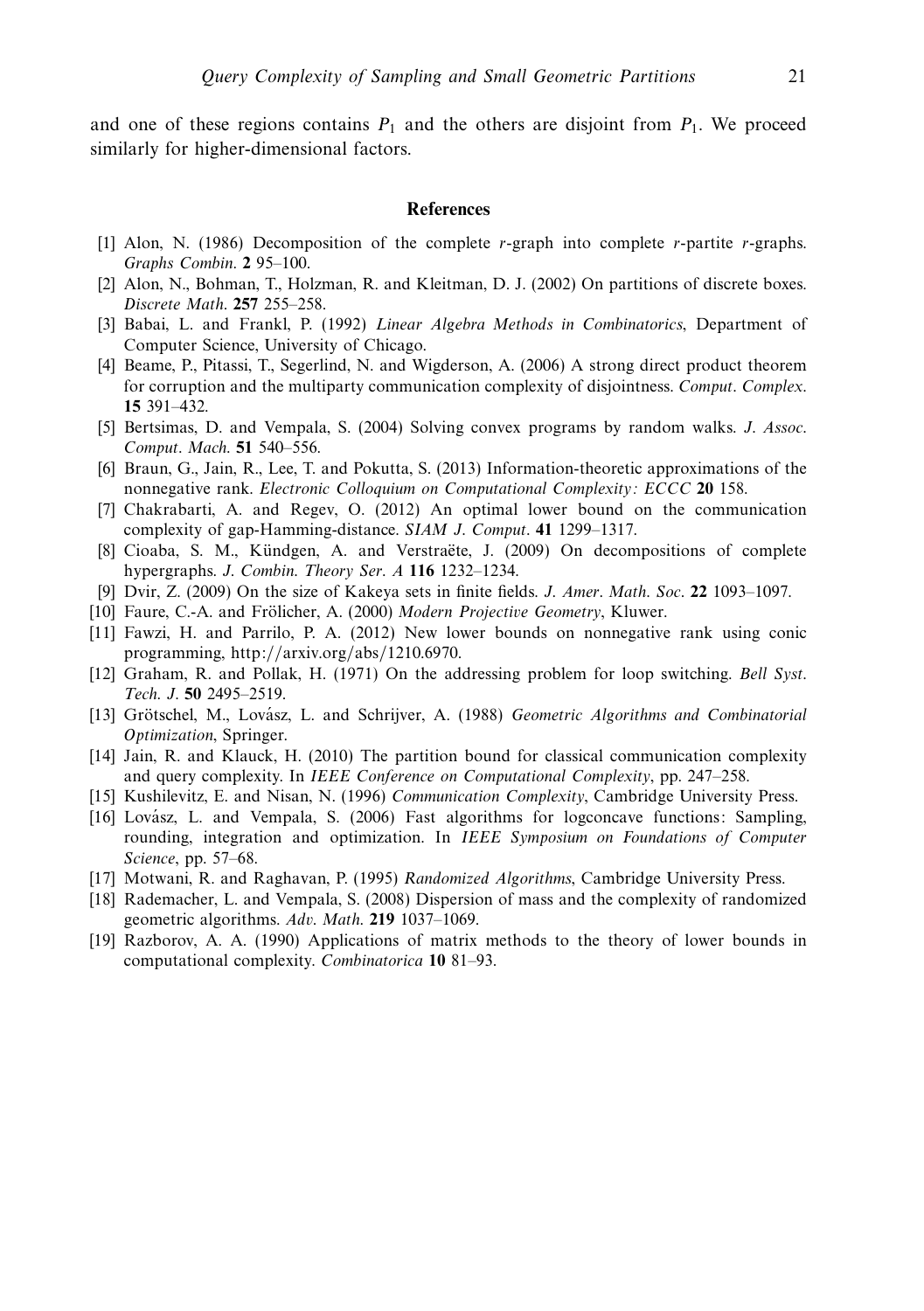and one of these regions contains $P_1$ and the others are disjoint from $P_1$. We proceed similarly for higher-dimensional factors.

## References

[1] Alon, N. (1986) Decomposition of the complete $r$-graph into complete $r$-partite $r$-graphs. *Graphs Combin.* **2** 95–100.

[2] Alon, N., Bohman, T., Holzman, R. and Kleitman, D. J. (2002) On partitions of discrete boxes. *Discrete Math.* **257** 255–258.

[3] Babai, L. and Frankl, P. (1992) *Linear Algebra Methods in Combinatorics*, Department of Computer Science, University of Chicago.

[4] Beame, P., Pitassi, T., Segerlind, N. and Wigderson, A. (2006) A strong direct product theorem for corruption and the multiparty communication complexity of disjointness. *Comput. Complex.* **15** 391–432.

[5] Bertsimas, D. and Vempala, S. (2004) Solving convex programs by random walks. *J. Assoc. Comput. Mach.* **51** 540–556.

[6] Braun, G., Jain, R., Lee, T. and Pokutta, S. (2013) Information-theoretic approximations of the nonnegative rank. *Electronic Colloquium on Computational Complexity: ECCC* **20** 158.

[7] Chakrabarti, A. and Regev, O. (2012) An optimal lower bound on the communication complexity of gap-Hamming-distance. *SIAM J. Comput.* **41** 1299–1317.

[8] Cioaba, S. M., Kündgen, A. and Verstraëte, J. (2009) On decompositions of complete hypergraphs. *J. Combin. Theory Ser. A* **116** 1232–1234.

[9] Dvir, Z. (2009) On the size of Kakeya sets in finite fields. *J. Amer. Math. Soc.* **22** 1093–1097.

[10] Faure, C.-A. and Frölicher, A. (2000) *Modern Projective Geometry*, Kluwer.

[11] Fawzi, H. and Parrilo, P. A. (2012) New lower bounds on nonnegative rank using conic programming, http://arxiv.org/abs/1210.6970.

[12] Graham, R. and Pollak, H. (1971) On the addressing problem for loop switching. *Bell Syst. Tech. J.* **50** 2495–2519.

[13] Grötschel, M., Lovász, L. and Schrijver, A. (1988) *Geometric Algorithms and Combinatorial Optimization*, Springer.

[14] Jain, R. and Klauck, H. (2010) The partition bound for classical communication complexity and query complexity. In *IEEE Conference on Computational Complexity*, pp. 247–258.

[15] Kushilevitz, E. and Nisan, N. (1996) *Communication Complexity*, Cambridge University Press.

[16] Lovász, L. and Vempala, S. (2006) Fast algorithms for logconcave functions: Sampling, rounding, integration and optimization. In *IEEE Symposium on Foundations of Computer Science*, pp. 57–68.

[17] Motwani, R. and Raghavan, P. (1995) *Randomized Algorithms*, Cambridge University Press.

[18] Rademacher, L. and Vempala, S. (2008) Dispersion of mass and the complexity of randomized geometric algorithms. *Adv. Math.* **219** 1037–1069.

[19] Razborov, A. A. (1990) Applications of matrix methods to the theory of lower bounds in computational complexity. *Combinatorica* **10** 81–93.